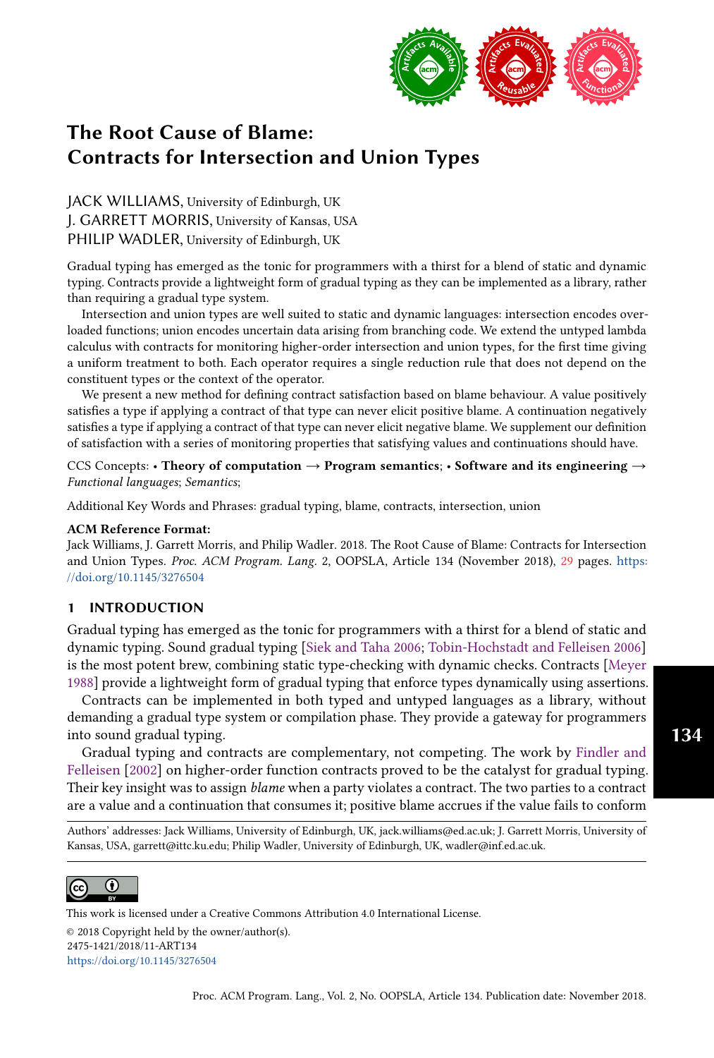# The Root Cause of Blame: Contracts for Intersection and Union Types

JACK WILLIAMS, University of Edinburgh, UK
J. GARRETT MORRIS, University of Kansas, USA
PHILIP WADLER, University of Edinburgh, UK

Gradual typing has emerged as the tonic for programmers with a thirst for a blend of static and dynamic typing. Contracts provide a lightweight form of gradual typing as they can be implemented as a library, rather than requiring a gradual type system.

Intersection and union types are well suited to static and dynamic languages: intersection encodes overloaded functions; union encodes uncertain data arising from branching code. We extend the untyped lambda calculus with contracts for monitoring higher-order intersection and union types, for the first time giving a uniform treatment to both. Each operator requires a single reduction rule that does not depend on the constituent types or the context of the operator.

We present a new method for defining contract satisfaction based on blame behaviour. A value positively satisfies a type if applying a contract of that type can never elicit positive blame. A continuation negatively satisfies a type if applying a contract of that type can never elicit negative blame. We supplement our definition of satisfaction with a series of monitoring properties that satisfying values and continuations should have.

CCS Concepts: • **Theory of computation** → **Program semantics**; • **Software and its engineering** → *Functional languages*; *Semantics*;

Additional Key Words and Phrases: gradual typing, blame, contracts, intersection, union

**ACM Reference Format:**
Jack Williams, J. Garrett Morris, and Philip Wadler. 2018. The Root Cause of Blame: Contracts for Intersection and Union Types. *Proc. ACM Program. Lang.* 2, OOPSLA, Article 134 (November 2018), 29 pages. https://doi.org/10.1145/3276504

## 1 INTRODUCTION

Gradual typing has emerged as the tonic for programmers with a thirst for a blend of static and dynamic typing. Sound gradual typing [Siek and Taha 2006; Tobin-Hochstadt and Felleisen 2006] is the most potent brew, combining static type-checking with dynamic checks. Contracts [Meyer 1988] provide a lightweight form of gradual typing that enforce types dynamically using assertions.

Contracts can be implemented in both typed and untyped languages as a library, without demanding a gradual type system or compilation phase. They provide a gateway for programmers into sound gradual typing.

Gradual typing and contracts are complementary, not competing. The work by Findler and Felleisen [2002] on higher-order function contracts proved to be the catalyst for gradual typing. Their key insight was to assign *blame* when a party violates a contract. The two parties to a contract are a value and a continuation that consumes it; positive blame accrues if the value fails to conform

Authors' addresses: Jack Williams, University of Edinburgh, UK, jack.williams@ed.ac.uk; J. Garrett Morris, University of Kansas, USA, garrett@ittc.ku.edu; Philip Wadler, University of Edinburgh, UK, wadler@inf.ed.ac.uk.

This work is licensed under a Creative Commons Attribution 4.0 International License.
© 2018 Copyright held by the owner/author(s).
2475-1421/2018/11-ART134
https://doi.org/10.1145/3276504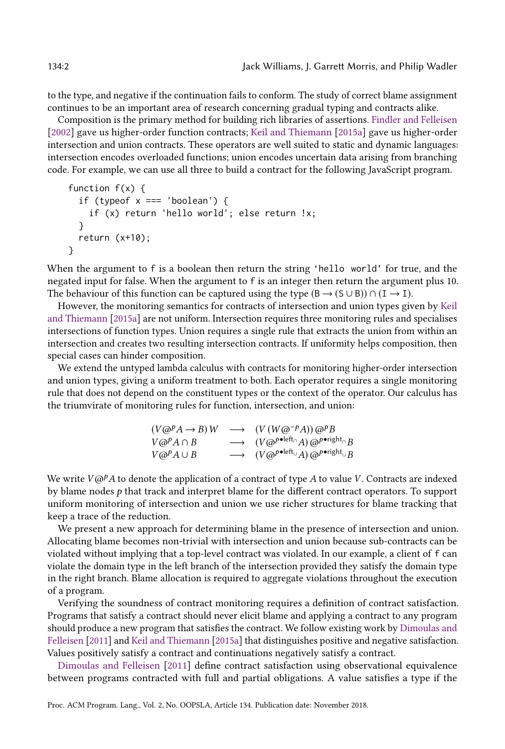to the type, and negative if the continuation fails to conform. The study of correct blame assignment continues to be an important area of research concerning gradual typing and contracts alike.

Composition is the primary method for building rich libraries of assertions. Findler and Felleisen [2002] gave us higher-order function contracts; Keil and Thiemann [2015a] gave us higher-order intersection and union contracts. These operators are well suited to static and dynamic languages: intersection encodes overloaded functions; union encodes uncertain data arising from branching code. For example, we can use all three to build a contract for the following JavaScript program.

```
function f(x) {
  if (typeof x === 'boolean') {
    if (x) return 'hello world'; else return !x;
  }
  return (x+10);
}
```

When the argument to f is a boolean then return the string 'hello world' for true, and the negated input for false. When the argument to f is an integer then return the argument plus 10. The behaviour of this function can be captured using the type $(\mathtt{B} \rightarrow (\mathtt{S} \cup \mathtt{B})) \cap (\mathtt{I} \rightarrow \mathtt{I})$.

However, the monitoring semantics for contracts of intersection and union types given by Keil and Thiemann [2015a] are not uniform. Intersection requires three monitoring rules and specialises intersections of function types. Union requires a single rule that extracts the union from within an intersection and creates two resulting intersection contracts. If uniformity helps composition, then special cases can hinder composition.

We extend the untyped lambda calculus with contracts for monitoring higher-order intersection and union types, giving a uniform treatment to both. Each operator requires a single monitoring rule that does not depend on the constituent types or the context of the operator. Our calculus has the triumvirate of monitoring rules for function, intersection, and union:

$$
\begin{array}{lll}
(V @^p A \rightarrow B)\, W & \longrightarrow & (V\,(W @^{-p} A))\, @^p B \\
V @^p A \cap B & \longrightarrow & (V @^{p \bullet \mathsf{left}_\cap} A)\, @^{p \bullet \mathsf{right}_\cap} B \\
V @^p A \cup B & \longrightarrow & (V @^{p \bullet \mathsf{left}_\cup} A)\, @^{p \bullet \mathsf{right}_\cup} B
\end{array}
$$

We write $V @^p A$ to denote the application of a contract of type $A$ to value $V$. Contracts are indexed by blame nodes $p$ that track and interpret blame for the different contract operators. To support uniform monitoring of intersection and union we use richer structures for blame tracking that keep a trace of the reduction.

We present a new approach for determining blame in the presence of intersection and union. Allocating blame becomes non-trivial with intersection and union because sub-contracts can be violated without implying that a top-level contract was violated. In our example, a client of f can violate the domain type in the left branch of the intersection provided they satisfy the domain type in the right branch. Blame allocation is required to aggregate violations throughout the execution of a program.

Verifying the soundness of contract monitoring requires a definition of contract satisfaction. Programs that satisfy a contract should never elicit blame and applying a contract to any program should produce a new program that satisfies the contract. We follow existing work by Dimoulas and Felleisen [2011] and Keil and Thiemann [2015a] that distinguishes positive and negative satisfaction. Values positively satisfy a contract and continuations negatively satisfy a contract.

Dimoulas and Felleisen [2011] define contract satisfaction using observational equivalence between programs contracted with full and partial obligations. A value satisfies a type if the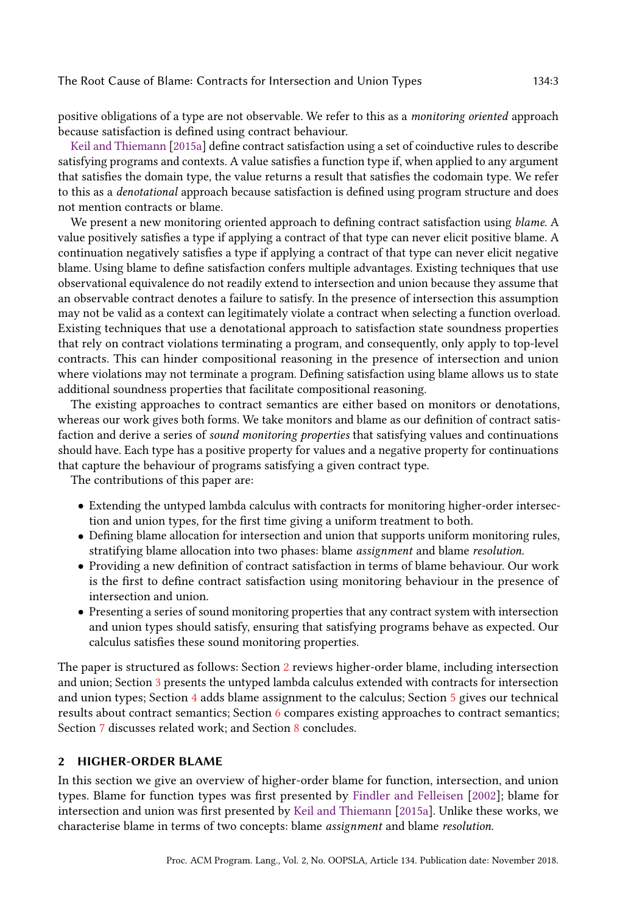positive obligations of a type are not observable. We refer to this as a *monitoring oriented* approach because satisfaction is defined using contract behaviour.

Keil and Thiemann [2015a] define contract satisfaction using a set of coinductive rules to describe satisfying programs and contexts. A value satisfies a function type if, when applied to any argument that satisfies the domain type, the value returns a result that satisfies the codomain type. We refer to this as a *denotational* approach because satisfaction is defined using program structure and does not mention contracts or blame.

We present a new monitoring oriented approach to defining contract satisfaction using *blame*. A value positively satisfies a type if applying a contract of that type can never elicit positive blame. A continuation negatively satisfies a type if applying a contract of that type can never elicit negative blame. Using blame to define satisfaction confers multiple advantages. Existing techniques that use observational equivalence do not readily extend to intersection and union because they assume that an observable contract denotes a failure to satisfy. In the presence of intersection this assumption may not be valid as a context can legitimately violate a contract when selecting a function overload. Existing techniques that use a denotational approach to satisfaction state soundness properties that rely on contract violations terminating a program, and consequently, only apply to top-level contracts. This can hinder compositional reasoning in the presence of intersection and union where violations may not terminate a program. Defining satisfaction using blame allows us to state additional soundness properties that facilitate compositional reasoning.

The existing approaches to contract semantics are either based on monitors or denotations, whereas our work gives both forms. We take monitors and blame as our definition of contract satisfaction and derive a series of *sound monitoring properties* that satisfying values and continuations should have. Each type has a positive property for values and a negative property for continuations that capture the behaviour of programs satisfying a given contract type.

The contributions of this paper are:

- Extending the untyped lambda calculus with contracts for monitoring higher-order intersection and union types, for the first time giving a uniform treatment to both.
- Defining blame allocation for intersection and union that supports uniform monitoring rules, stratifying blame allocation into two phases: blame *assignment* and blame *resolution*.
- Providing a new definition of contract satisfaction in terms of blame behaviour. Our work is the first to define contract satisfaction using monitoring behaviour in the presence of intersection and union.
- Presenting a series of sound monitoring properties that any contract system with intersection and union types should satisfy, ensuring that satisfying programs behave as expected. Our calculus satisfies these sound monitoring properties.

The paper is structured as follows: Section 2 reviews higher-order blame, including intersection and union; Section 3 presents the untyped lambda calculus extended with contracts for intersection and union types; Section 4 adds blame assignment to the calculus; Section 5 gives our technical results about contract semantics; Section 6 compares existing approaches to contract semantics; Section 7 discusses related work; and Section 8 concludes.

## 2 HIGHER-ORDER BLAME

In this section we give an overview of higher-order blame for function, intersection, and union types. Blame for function types was first presented by Findler and Felleisen [2002]; blame for intersection and union was first presented by Keil and Thiemann [2015a]. Unlike these works, we characterise blame in terms of two concepts: blame *assignment* and blame *resolution*.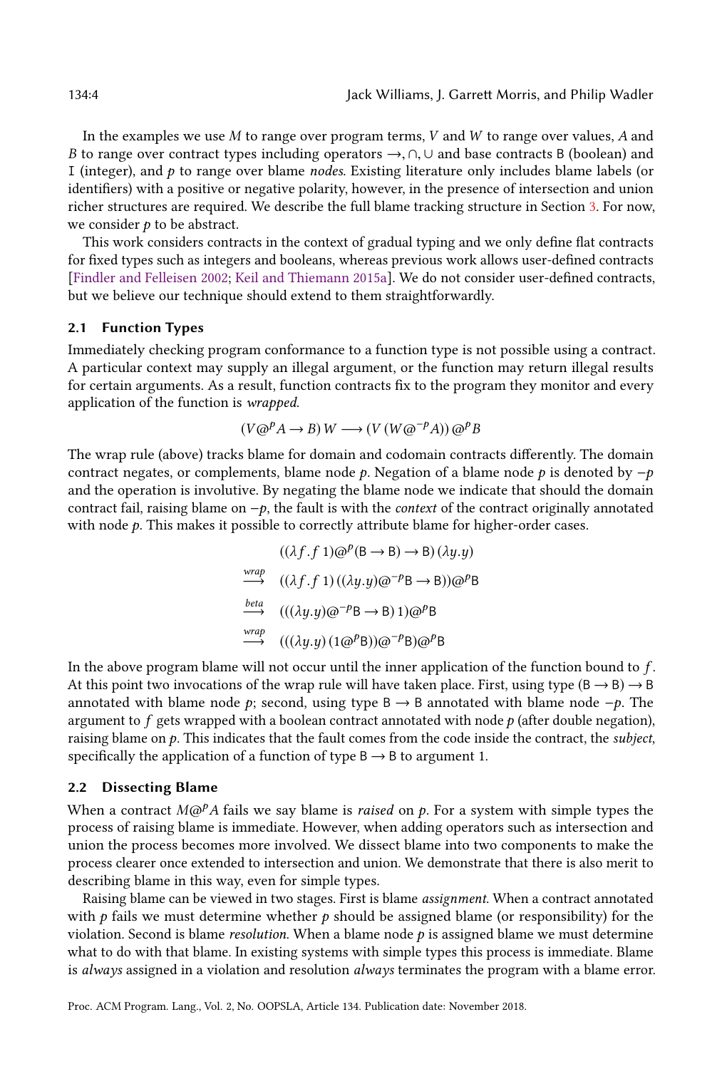In the examples we use $M$ to range over program terms, $V$ and $W$ to range over values, $A$ and $B$ to range over contract types including operators $\rightarrow, \cap, \cup$ and base contracts $\mathsf{B}$ (boolean) and $\mathtt{I}$ (integer), and $p$ to range over blame *nodes*. Existing literature only includes blame labels (or identifiers) with a positive or negative polarity, however, in the presence of intersection and union richer structures are required. We describe the full blame tracking structure in Section 3. For now, we consider $p$ to be abstract.

This work considers contracts in the context of gradual typing and we only define flat contracts for fixed types such as integers and booleans, whereas previous work allows user-defined contracts [Findler and Felleisen 2002; Keil and Thiemann 2015a]. We do not consider user-defined contracts, but we believe our technique should extend to them straightforwardly.

## 2.1 Function Types

Immediately checking program conformance to a function type is not possible using a contract. A particular context may supply an illegal argument, or the function may return illegal results for certain arguments. As a result, function contracts fix to the program they monitor and every application of the function is *wrapped*.

$$(V @^p A \rightarrow B)\, W \longrightarrow (V\,(W @^{-p} A))\, @^p B$$

The wrap rule (above) tracks blame for domain and codomain contracts differently. The domain contract negates, or complements, blame node $p$. Negation of a blame node $p$ is denoted by $-p$ and the operation is involutive. By negating the blame node we indicate that should the domain contract fail, raising blame on $-p$, the fault is with the *context* of the contract originally annotated with node $p$. This makes it possible to correctly attribute blame for higher-order cases.

$$\begin{array}{ll} & ((\lambda f.f\ 1) @^p (\mathsf{B} \rightarrow \mathsf{B}) \rightarrow \mathsf{B})\,(\lambda y.y) \\ \stackrel{wrap}{\longrightarrow} & ((\lambda f.f\ 1)\,((\lambda y.y) @^{-p} \mathsf{B} \rightarrow \mathsf{B})) @^p \mathsf{B} \\ \stackrel{beta}{\longrightarrow} & (((\lambda y.y) @^{-p} \mathsf{B} \rightarrow \mathsf{B})\ 1) @^p \mathsf{B} \\ \stackrel{wrap}{\longrightarrow} & (((\lambda y.y)\,(1 @^p \mathsf{B})) @^{-p} \mathsf{B}) @^p \mathsf{B} \end{array}$$

In the above program blame will not occur until the inner application of the function bound to $f$. At this point two invocations of the wrap rule will have taken place. First, using type $(\mathsf{B} \rightarrow \mathsf{B}) \rightarrow \mathsf{B}$ annotated with blame node $p$; second, using type $\mathsf{B} \rightarrow \mathsf{B}$ annotated with blame node $-p$. The argument to $f$ gets wrapped with a boolean contract annotated with node $p$ (after double negation), raising blame on $p$. This indicates that the fault comes from the code inside the contract, the *subject*, specifically the application of a function of type $\mathsf{B} \rightarrow \mathsf{B}$ to argument 1.

## 2.2 Dissecting Blame

When a contract $M @^p A$ fails we say blame is *raised* on $p$. For a system with simple types the process of raising blame is immediate. However, when adding operators such as intersection and union the process becomes more involved. We dissect blame into two components to make the process clearer once extended to intersection and union. We demonstrate that there is also merit to describing blame in this way, even for simple types.

Raising blame can be viewed in two stages. First is blame *assignment*. When a contract annotated with $p$ fails we must determine whether $p$ should be assigned blame (or responsibility) for the violation. Second is blame *resolution*. When a blame node $p$ is assigned blame we must determine what to do with that blame. In existing systems with simple types this process is immediate. Blame is *always* assigned in a violation and resolution *always* terminates the program with a blame error.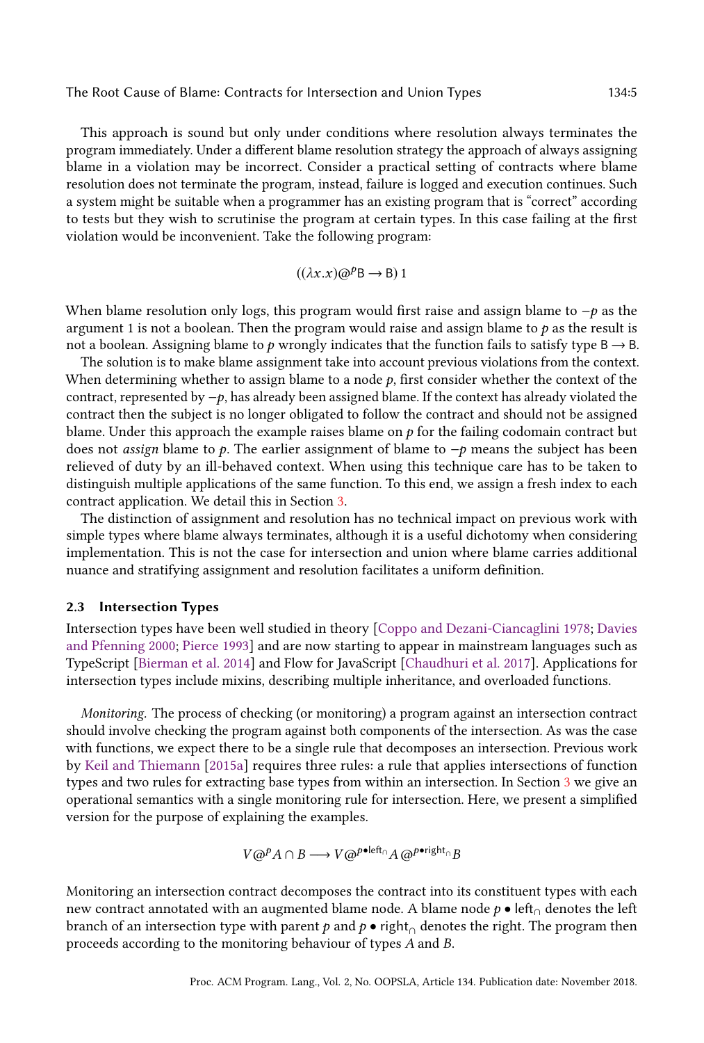This approach is sound but only under conditions where resolution always terminates the program immediately. Under a different blame resolution strategy the approach of always assigning blame in a violation may be incorrect. Consider a practical setting of contracts where blame resolution does not terminate the program, instead, failure is logged and execution continues. Such a system might be suitable when a programmer has an existing program that is "correct" according to tests but they wish to scrutinise the program at certain types. In this case failing at the first violation would be inconvenient. Take the following program:

$$((\lambda x.x)@^p \mathsf{B} \to \mathsf{B})\ 1$$

When blame resolution only logs, this program would first raise and assign blame to $-p$ as the argument 1 is not a boolean. Then the program would raise and assign blame to $p$ as the result is not a boolean. Assigning blame to $p$ wrongly indicates that the function fails to satisfy type $\mathsf{B} \to \mathsf{B}$.

The solution is to make blame assignment take into account previous violations from the context. When determining whether to assign blame to a node $p$, first consider whether the context of the contract, represented by $-p$, has already been assigned blame. If the context has already violated the contract then the subject is no longer obligated to follow the contract and should not be assigned blame. Under this approach the example raises blame on $p$ for the failing codomain contract but does not *assign* blame to $p$. The earlier assignment of blame to $-p$ means the subject has been relieved of duty by an ill-behaved context. When using this technique care has to be taken to distinguish multiple applications of the same function. To this end, we assign a fresh index to each contract application. We detail this in Section 3.

The distinction of assignment and resolution has no technical impact on previous work with simple types where blame always terminates, although it is a useful dichotomy when considering implementation. This is not the case for intersection and union where blame carries additional nuance and stratifying assignment and resolution facilitates a uniform definition.

### 2.3 Intersection Types

Intersection types have been well studied in theory [Coppo and Dezani-Ciancaglini 1978; Davies and Pfenning 2000; Pierce 1993] and are now starting to appear in mainstream languages such as TypeScript [Bierman et al. 2014] and Flow for JavaScript [Chaudhuri et al. 2017]. Applications for intersection types include mixins, describing multiple inheritance, and overloaded functions.

*Monitoring.* The process of checking (or monitoring) a program against an intersection contract should involve checking the program against both components of the intersection. As was the case with functions, we expect there to be a single rule that decomposes an intersection. Previous work by Keil and Thiemann [2015a] requires three rules: a rule that applies intersections of function types and two rules for extracting base types from within an intersection. In Section 3 we give an operational semantics with a single monitoring rule for intersection. Here, we present a simplified version for the purpose of explaining the examples.

$$V @^p A \cap B \longrightarrow V @^{p \bullet \mathsf{left}_\cap} A\, @^{p \bullet \mathsf{right}_\cap} B$$

Monitoring an intersection contract decomposes the contract into its constituent types with each new contract annotated with an augmented blame node. A blame node $p \bullet \mathsf{left}_\cap$ denotes the left branch of an intersection type with parent $p$ and $p \bullet \mathsf{right}_\cap$ denotes the right. The program then proceeds according to the monitoring behaviour of types $A$ and $B$.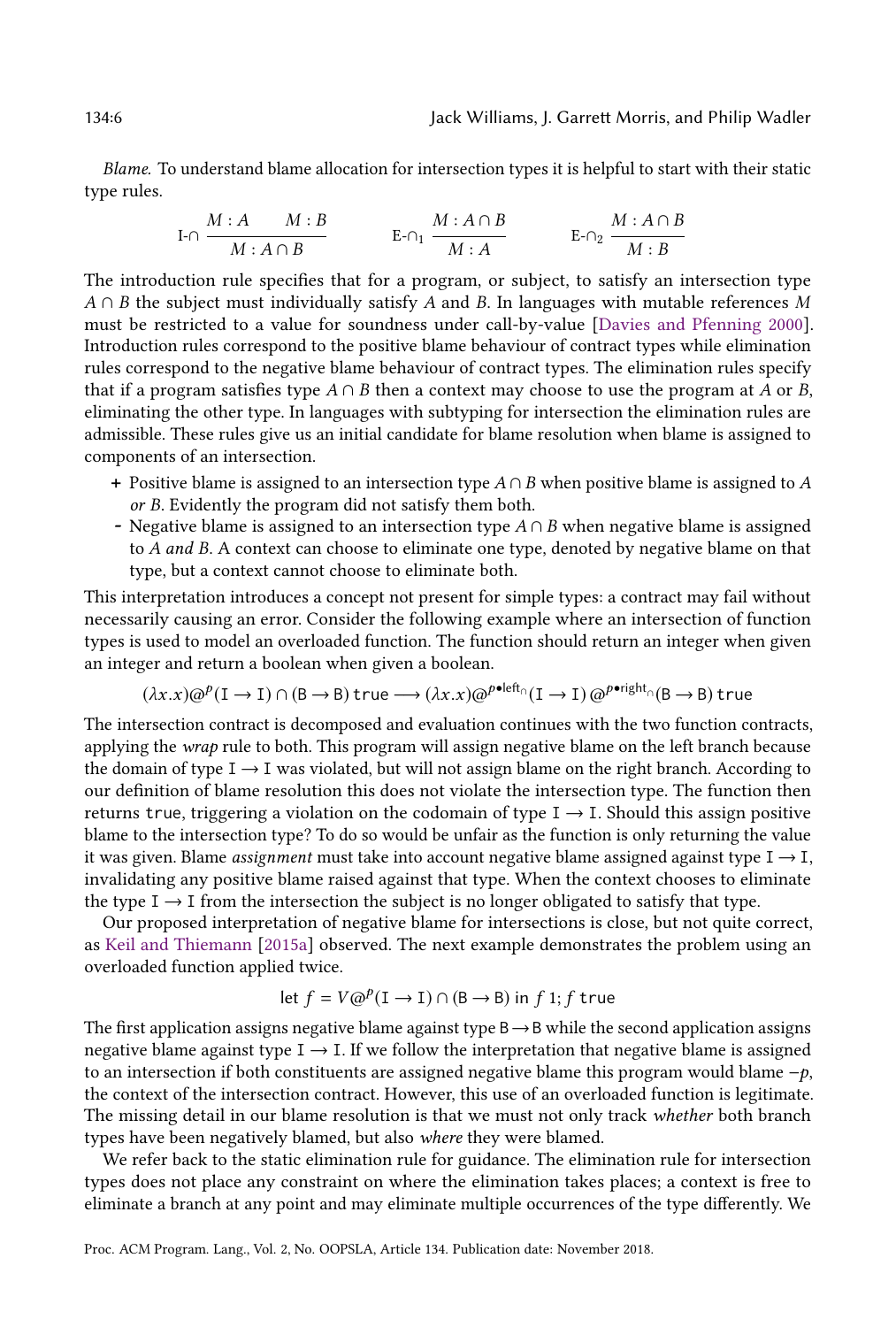*Blame.* To understand blame allocation for intersection types it is helpful to start with their static type rules.

$$\text{I-}\cap\ \frac{M : A \qquad M : B}{M : A \cap B} \qquad\qquad \text{E-}\cap_1\ \frac{M : A \cap B}{M : A} \qquad\qquad \text{E-}\cap_2\ \frac{M : A \cap B}{M : B}$$

The introduction rule specifies that for a program, or subject, to satisfy an intersection type $A \cap B$ the subject must individually satisfy $A$ and $B$. In languages with mutable references $M$ must be restricted to a value for soundness under call-by-value [Davies and Pfenning 2000]. Introduction rules correspond to the positive blame behaviour of contract types while elimination rules correspond to the negative blame behaviour of contract types. The elimination rules specify that if a program satisfies type $A \cap B$ then a context may choose to use the program at $A$ or $B$, eliminating the other type. In languages with subtyping for intersection the elimination rules are admissible. These rules give us an initial candidate for blame resolution when blame is assigned to components of an intersection.

+ Positive blame is assigned to an intersection type $A \cap B$ when positive blame is assigned to $A$ *or* $B$. Evidently the program did not satisfy them both.
- Negative blame is assigned to an intersection type $A \cap B$ when negative blame is assigned to $A$ *and* $B$. A context can choose to eliminate one type, denoted by negative blame on that type, but a context cannot choose to eliminate both.

This interpretation introduces a concept not present for simple types: a contract may fail without necessarily causing an error. Consider the following example where an intersection of function types is used to model an overloaded function. The function should return an integer when given an integer and return a boolean when given a boolean.

$$(\lambda x.x)@^p(\mathtt{I} \to \mathtt{I}) \cap (\mathtt{B} \to \mathtt{B})\ \mathtt{true} \longrightarrow (\lambda x.x)@^{p\bullet\mathsf{left}_\cap}(\mathtt{I} \to \mathtt{I})\ @^{p\bullet\mathsf{right}_\cap}(\mathtt{B} \to \mathtt{B})\ \mathtt{true}$$

The intersection contract is decomposed and evaluation continues with the two function contracts, applying the *wrap* rule to both. This program will assign negative blame on the left branch because the domain of type $\mathtt{I} \to \mathtt{I}$ was violated, but will not assign blame on the right branch. According to our definition of blame resolution this does not violate the intersection type. The function then returns $\mathtt{true}$, triggering a violation on the codomain of type $\mathtt{I} \to \mathtt{I}$. Should this assign positive blame to the intersection type? To do so would be unfair as the function is only returning the value it was given. Blame *assignment* must take into account negative blame assigned against type $\mathtt{I} \to \mathtt{I}$, invalidating any positive blame raised against that type. When the context chooses to eliminate the type $\mathtt{I} \to \mathtt{I}$ from the intersection the subject is no longer obligated to satisfy that type.

Our proposed interpretation of negative blame for intersections is close, but not quite correct, as Keil and Thiemann [2015a] observed. The next example demonstrates the problem using an overloaded function applied twice.

$$\mathsf{let}\ f = V@^p(\mathtt{I} \to \mathtt{I}) \cap (\mathtt{B} \to \mathtt{B})\ \mathsf{in}\ f\ 1; f\ \mathtt{true}$$

The first application assigns negative blame against type $\mathtt{B} \to \mathtt{B}$ while the second application assigns negative blame against type $\mathtt{I} \to \mathtt{I}$. If we follow the interpretation that negative blame is assigned to an intersection if both constituents are assigned negative blame this program would blame $-p$, the context of the intersection contract. However, this use of an overloaded function is legitimate. The missing detail in our blame resolution is that we must not only track *whether* both branch types have been negatively blamed, but also *where* they were blamed.

We refer back to the static elimination rule for guidance. The elimination rule for intersection types does not place any constraint on where the elimination takes places; a context is free to eliminate a branch at any point and may eliminate multiple occurrences of the type differently. We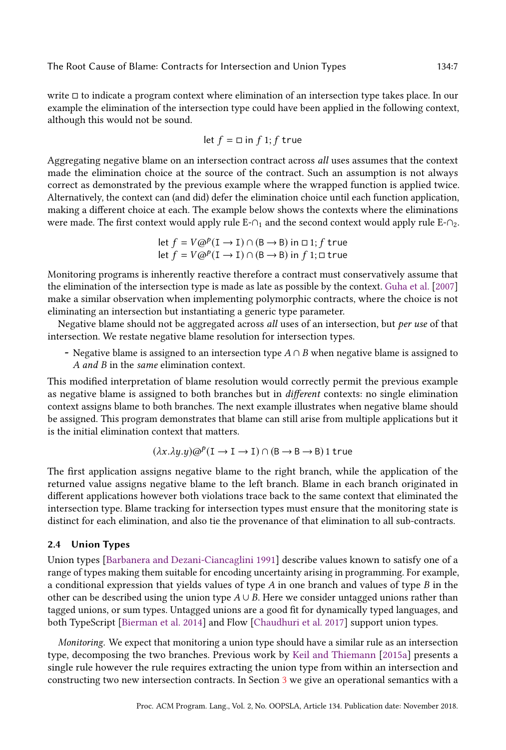write $\square$ to indicate a program context where elimination of an intersection type takes place. In our example the elimination of the intersection type could have been applied in the following context, although this would not be sound.

$$\text{let } f = \square \text{ in } f\ 1; f\ \mathsf{true}$$

Aggregating negative blame on an intersection contract across *all* uses assumes that the context made the elimination choice at the source of the contract. Such an assumption is not always correct as demonstrated by the previous example where the wrapped function is applied twice. Alternatively, the context can (and did) defer the elimination choice until each function application, making a different choice at each. The example below shows the contexts where the eliminations were made. The first context would apply rule E-$\cap_1$ and the second context would apply rule E-$\cap_2$.

$$\text{let } f = V@^p(\mathtt{I} \rightarrow \mathtt{I}) \cap (\mathtt{B} \rightarrow \mathtt{B}) \text{ in } \square\ 1; f\ \mathsf{true}$$
$$\text{let } f = V@^p(\mathtt{I} \rightarrow \mathtt{I}) \cap (\mathtt{B} \rightarrow \mathtt{B}) \text{ in } f\ 1; \square\ \mathsf{true}$$

Monitoring programs is inherently reactive therefore a contract must conservatively assume that the elimination of the intersection type is made as late as possible by the context. Guha et al. [2007] make a similar observation when implementing polymorphic contracts, where the choice is not eliminating an intersection but instantiating a generic type parameter.

Negative blame should not be aggregated across *all* uses of an intersection, but *per use* of that intersection. We restate negative blame resolution for intersection types.

- Negative blame is assigned to an intersection type $A \cap B$ when negative blame is assigned to $A$ *and* $B$ in the *same* elimination context.

This modified interpretation of blame resolution would correctly permit the previous example as negative blame is assigned to both branches but in *different* contexts: no single elimination context assigns blame to both branches. The next example illustrates when negative blame should be assigned. This program demonstrates that blame can still arise from multiple applications but it is the initial elimination context that matters.

$$(\lambda x.\lambda y.y)@^p(\mathtt{I} \rightarrow \mathtt{I} \rightarrow \mathtt{I}) \cap (\mathtt{B} \rightarrow \mathtt{B} \rightarrow \mathtt{B})\ 1\ \mathsf{true}$$

The first application assigns negative blame to the right branch, while the application of the returned value assigns negative blame to the left branch. Blame in each branch originated in different applications however both violations trace back to the same context that eliminated the intersection type. Blame tracking for intersection types must ensure that the monitoring state is distinct for each elimination, and also tie the provenance of that elimination to all sub-contracts.

### 2.4 Union Types

Union types [Barbanera and Dezani-Ciancaglini 1991] describe values known to satisfy one of a range of types making them suitable for encoding uncertainty arising in programming. For example, a conditional expression that yields values of type $A$ in one branch and values of type $B$ in the other can be described using the union type $A \cup B$. Here we consider untagged unions rather than tagged unions, or sum types. Untagged unions are a good fit for dynamically typed languages, and both TypeScript [Bierman et al. 2014] and Flow [Chaudhuri et al. 2017] support union types.

*Monitoring.* We expect that monitoring a union type should have a similar rule as an intersection type, decomposing the two branches. Previous work by Keil and Thiemann [2015a] presents a single rule however the rule requires extracting the union type from within an intersection and constructing two new intersection contracts. In Section 3 we give an operational semantics with a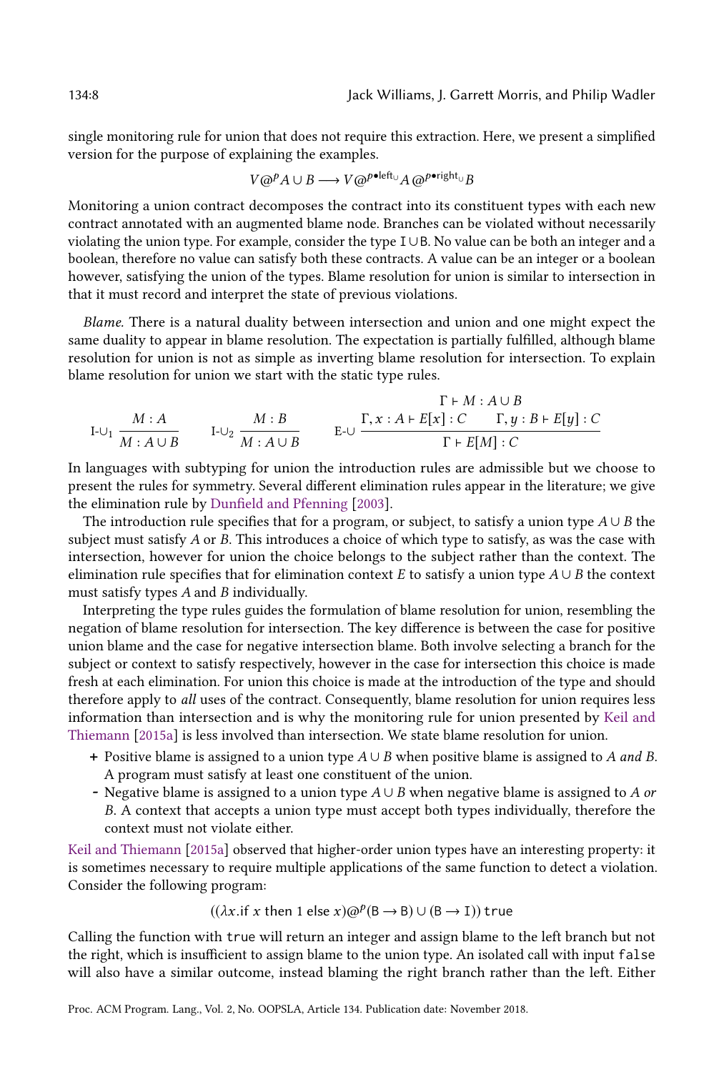single monitoring rule for union that does not require this extraction. Here, we present a simplified version for the purpose of explaining the examples.

$$V @^{p} A \cup B \longrightarrow V @^{p \bullet \mathsf{left}_{\cup}} A \, @^{p \bullet \mathsf{right}_{\cup}} B$$

Monitoring a union contract decomposes the contract into its constituent types with each new contract annotated with an augmented blame node. Branches can be violated without necessarily violating the union type. For example, consider the type $\mathsf{I} \cup \mathsf{B}$. No value can be both an integer and a boolean, therefore no value can satisfy both these contracts. A value can be an integer or a boolean however, satisfying the union of the types. Blame resolution for union is similar to intersection in that it must record and interpret the state of previous violations.

*Blame.* There is a natural duality between intersection and union and one might expect the same duality to appear in blame resolution. The expectation is partially fulfilled, although blame resolution for union is not as simple as inverting blame resolution for intersection. To explain blame resolution for union we start with the static type rules.

$$\text{I-}\cup_1 \; \frac{M : A}{M : A \cup B} \qquad \text{I-}\cup_2 \; \frac{M : B}{M : A \cup B} \qquad \text{E-}\cup \; \frac{\Gamma \vdash M : A \cup B \qquad \Gamma, x : A \vdash E[x] : C \qquad \Gamma, y : B \vdash E[y] : C}{\Gamma \vdash E[M] : C}$$

In languages with subtyping for union the introduction rules are admissible but we choose to present the rules for symmetry. Several different elimination rules appear in the literature; we give the elimination rule by Dunfield and Pfenning [2003].

The introduction rule specifies that for a program, or subject, to satisfy a union type $A \cup B$ the subject must satisfy $A$ or $B$. This introduces a choice of which type to satisfy, as was the case with intersection, however for union the choice belongs to the subject rather than the context. The elimination rule specifies that for elimination context $E$ to satisfy a union type $A \cup B$ the context must satisfy types $A$ and $B$ individually.

Interpreting the type rules guides the formulation of blame resolution for union, resembling the negation of blame resolution for intersection. The key difference is between the case for positive union blame and the case for negative intersection blame. Both involve selecting a branch for the subject or context to satisfy respectively, however in the case for intersection this choice is made fresh at each elimination. For union this choice is made at the introduction of the type and should therefore apply to *all* uses of the contract. Consequently, blame resolution for union requires less information than intersection and is why the monitoring rule for union presented by Keil and Thiemann [2015a] is less involved than intersection. We state blame resolution for union.

- **+** Positive blame is assigned to a union type $A \cup B$ when positive blame is assigned to $A$ *and* $B$. A program must satisfy at least one constituent of the union.
- **-** Negative blame is assigned to a union type $A \cup B$ when negative blame is assigned to $A$ *or* $B$. A context that accepts a union type must accept both types individually, therefore the context must not violate either.

Keil and Thiemann [2015a] observed that higher-order union types have an interesting property: it is sometimes necessary to require multiple applications of the same function to detect a violation. Consider the following program:

$$((\lambda x.\text{if } x \text{ then } 1 \text{ else } x) @^{p} (\mathsf{B} \rightarrow \mathsf{B}) \cup (\mathsf{B} \rightarrow \mathsf{I}))\; \mathtt{true}$$

Calling the function with `true` will return an integer and assign blame to the left branch but not the right, which is insufficient to assign blame to the union type. An isolated call with input `false` will also have a similar outcome, instead blaming the right branch rather than the left. Either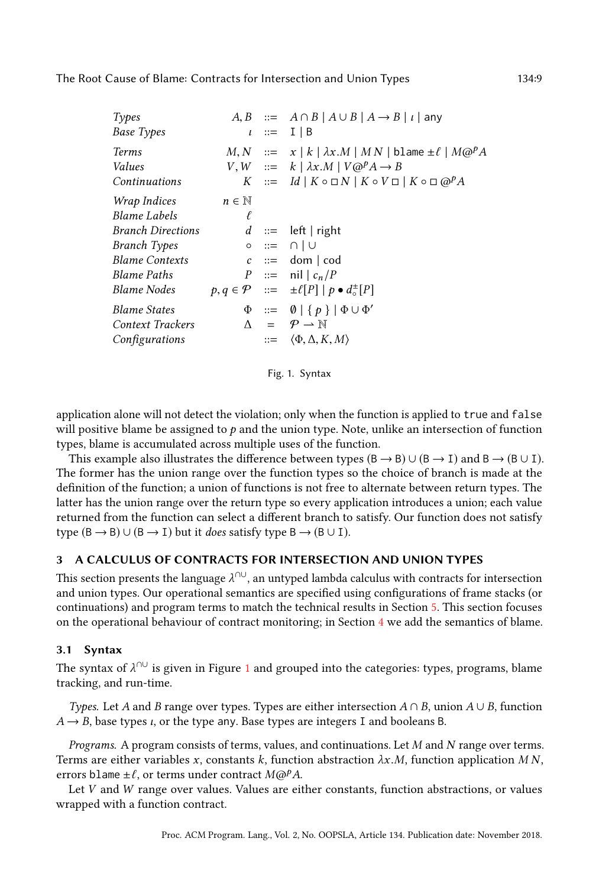| | | | |
|---|---|---|---|
| *Types* | $A, B$ | ::= | $A \cap B \mid A \cup B \mid A \to B \mid \iota \mid \texttt{any}$ |
| *Base Types* | $\iota$ | ::= | $\texttt{I} \mid \texttt{B}$ |
| *Terms* | $M, N$ | ::= | $x \mid k \mid \lambda x.M \mid M\,N \mid \texttt{blame}\ \pm\ell \mid M@^{p}A$ |
| *Values* | $V, W$ | ::= | $k \mid \lambda x.M \mid V@^{p}A \to B$ |
| *Continuations* | $K$ | ::= | $\mathit{Id} \mid K \circ \square\, N \mid K \circ V\, \square \mid K \circ \square\, @^{p}A$ |
| *Wrap Indices* | $n \in \mathbb{N}$ | | |
| *Blame Labels* | $\ell$ | | |
| *Branch Directions* | $d$ | ::= | left $\mid$ right |
| *Branch Types* | $\circ$ | ::= | $\cap \mid \cup$ |
| *Blame Contexts* | $c$ | ::= | dom $\mid$ cod |
| *Blame Paths* | $P$ | ::= | nil $\mid c_n/P$ |
| *Blame Nodes* | $p, q \in \mathcal{P}$ | ::= | $\pm\ell[P] \mid p \bullet d^{\pm}_{\circ}[P]$ |
| *Blame States* | $\Phi$ | ::= | $\emptyset \mid \{\, p \,\} \mid \Phi \cup \Phi'$ |
| *Context Trackers* | $\Delta$ | = | $\mathcal{P} \rightharpoonup \mathbb{N}$ |
| *Configurations* | | ::= | $\langle \Phi, \Delta, K, M \rangle$ |

Fig. 1. Syntax

application alone will not detect the violation; only when the function is applied to `true` and `false` will positive blame be assigned to $p$ and the union type. Note, unlike an intersection of function types, blame is accumulated across multiple uses of the function.

This example also illustrates the difference between types $(\texttt{B} \to \texttt{B}) \cup (\texttt{B} \to \texttt{I})$ and $\texttt{B} \to (\texttt{B} \cup \texttt{I})$. The former has the union range over the function types so the choice of branch is made at the definition of the function; a union of functions is not free to alternate between return types. The latter has the union range over the return type so every application introduces a union; each value returned from the function can select a different branch to satisfy. Our function does not satisfy type $(\texttt{B} \to \texttt{B}) \cup (\texttt{B} \to \texttt{I})$ but it *does* satisfy type $\texttt{B} \to (\texttt{B} \cup \texttt{I})$.

## 3 A CALCULUS OF CONTRACTS FOR INTERSECTION AND UNION TYPES

This section presents the language $\lambda^{\cap\cup}$, an untyped lambda calculus with contracts for intersection and union types. Our operational semantics are specified using configurations of frame stacks (or continuations) and program terms to match the technical results in Section 5. This section focuses on the operational behaviour of contract monitoring; in Section 4 we add the semantics of blame.

### 3.1 Syntax

The syntax of $\lambda^{\cap\cup}$ is given in Figure 1 and grouped into the categories: types, programs, blame tracking, and run-time.

*Types.* Let $A$ and $B$ range over types. Types are either intersection $A \cap B$, union $A \cup B$, function $A \to B$, base types $\iota$, or the type any. Base types are integers I and booleans B.

*Programs.* A program consists of terms, values, and continuations. Let $M$ and $N$ range over terms. Terms are either variables $x$, constants $k$, function abstraction $\lambda x.M$, function application $M\,N$, errors $\texttt{blame}\ \pm\ell$, or terms under contract $M@^{p}A$.

Let $V$ and $W$ range over values. Values are either constants, function abstractions, or values wrapped with a function contract.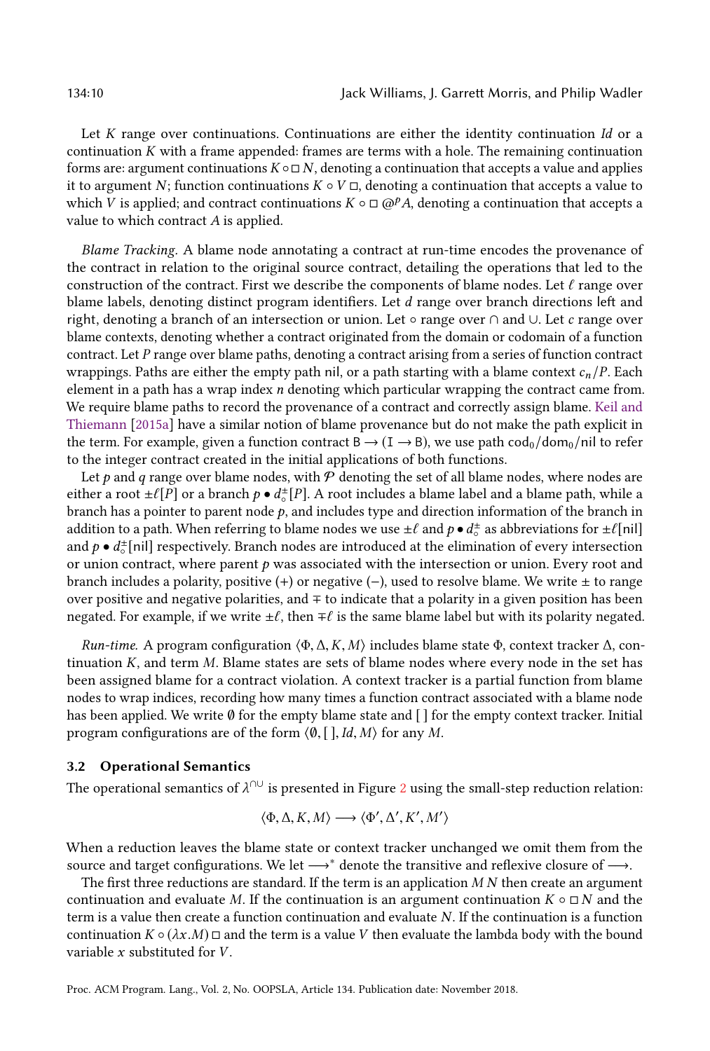Let $K$ range over continuations. Continuations are either the identity continuation $Id$ or a continuation $K$ with a frame appended: frames are terms with a hole. The remaining continuation forms are: argument continuations $K \circ \Box\, N$, denoting a continuation that accepts a value and applies it to argument $N$; function continuations $K \circ V\, \Box$, denoting a continuation that accepts a value to which $V$ is applied; and contract continuations $K \circ \Box\, @^p A$, denoting a continuation that accepts a value to which contract $A$ is applied.

*Blame Tracking.* A blame node annotating a contract at run-time encodes the provenance of the contract in relation to the original source contract, detailing the operations that led to the construction of the contract. First we describe the components of blame nodes. Let $\ell$ range over blame labels, denoting distinct program identifiers. Let $d$ range over branch directions left and right, denoting a branch of an intersection or union. Let $\circ$ range over $\cap$ and $\cup$. Let $c$ range over blame contexts, denoting whether a contract originated from the domain or codomain of a function contract. Let $P$ range over blame paths, denoting a contract arising from a series of function contract wrappings. Paths are either the empty path nil, or a path starting with a blame context $c_n/P$. Each element in a path has a wrap index $n$ denoting which particular wrapping the contract came from. We require blame paths to record the provenance of a contract and correctly assign blame. Keil and Thiemann [2015a] have a similar notion of blame provenance but do not make the path explicit in the term. For example, given a function contract $\mathsf{B} \to (\mathsf{I} \to \mathsf{B})$, we use path $\mathsf{cod}_0/\mathsf{dom}_0/\mathsf{nil}$ to refer to the integer contract created in the initial applications of both functions.

Let $p$ and $q$ range over blame nodes, with $\mathcal{P}$ denoting the set of all blame nodes, where nodes are either a root $\pm\ell[P]$ or a branch $p \bullet d^{\pm}_{\circ}[P]$. A root includes a blame label and a blame path, while a branch has a pointer to parent node $p$, and includes type and direction information of the branch in addition to a path. When referring to blame nodes we use $\pm\ell$ and $p \bullet d^{\pm}_{\circ}$ as abbreviations for $\pm\ell[\mathsf{nil}]$ and $p \bullet d^{\pm}_{\circ}[\mathsf{nil}]$ respectively. Branch nodes are introduced at the elimination of every intersection or union contract, where parent $p$ was associated with the intersection or union. Every root and branch includes a polarity, positive (+) or negative (−), used to resolve blame. We write $\pm$ to range over positive and negative polarities, and $\mp$ to indicate that a polarity in a given position has been negated. For example, if we write $\pm\ell$, then $\mp\ell$ is the same blame label but with its polarity negated.

*Run-time.* A program configuration $\langle \Phi, \Delta, K, M \rangle$ includes blame state $\Phi$, context tracker $\Delta$, continuation $K$, and term $M$. Blame states are sets of blame nodes where every node in the set has been assigned blame for a contract violation. A context tracker is a partial function from blame nodes to wrap indices, recording how many times a function contract associated with a blame node has been applied. We write $\emptyset$ for the empty blame state and $[\,]$ for the empty context tracker. Initial program configurations are of the form $\langle \emptyset, [\,], Id, M \rangle$ for any $M$.

### 3.2 Operational Semantics

The operational semantics of $\lambda^{\cap\cup}$ is presented in Figure 2 using the small-step reduction relation:

$$\langle \Phi, \Delta, K, M \rangle \longrightarrow \langle \Phi', \Delta', K', M' \rangle$$

When a reduction leaves the blame state or context tracker unchanged we omit them from the source and target configurations. We let $\longrightarrow^*$ denote the transitive and reflexive closure of $\longrightarrow$.

The first three reductions are standard. If the term is an application $M\,N$ then create an argument continuation and evaluate $M$. If the continuation is an argument continuation $K \circ \Box\, N$ and the term is a value then create a function continuation and evaluate $N$. If the continuation is a function continuation $K \circ (\lambda x.M)\, \Box$ and the term is a value $V$ then evaluate the lambda body with the bound variable $x$ substituted for $V$.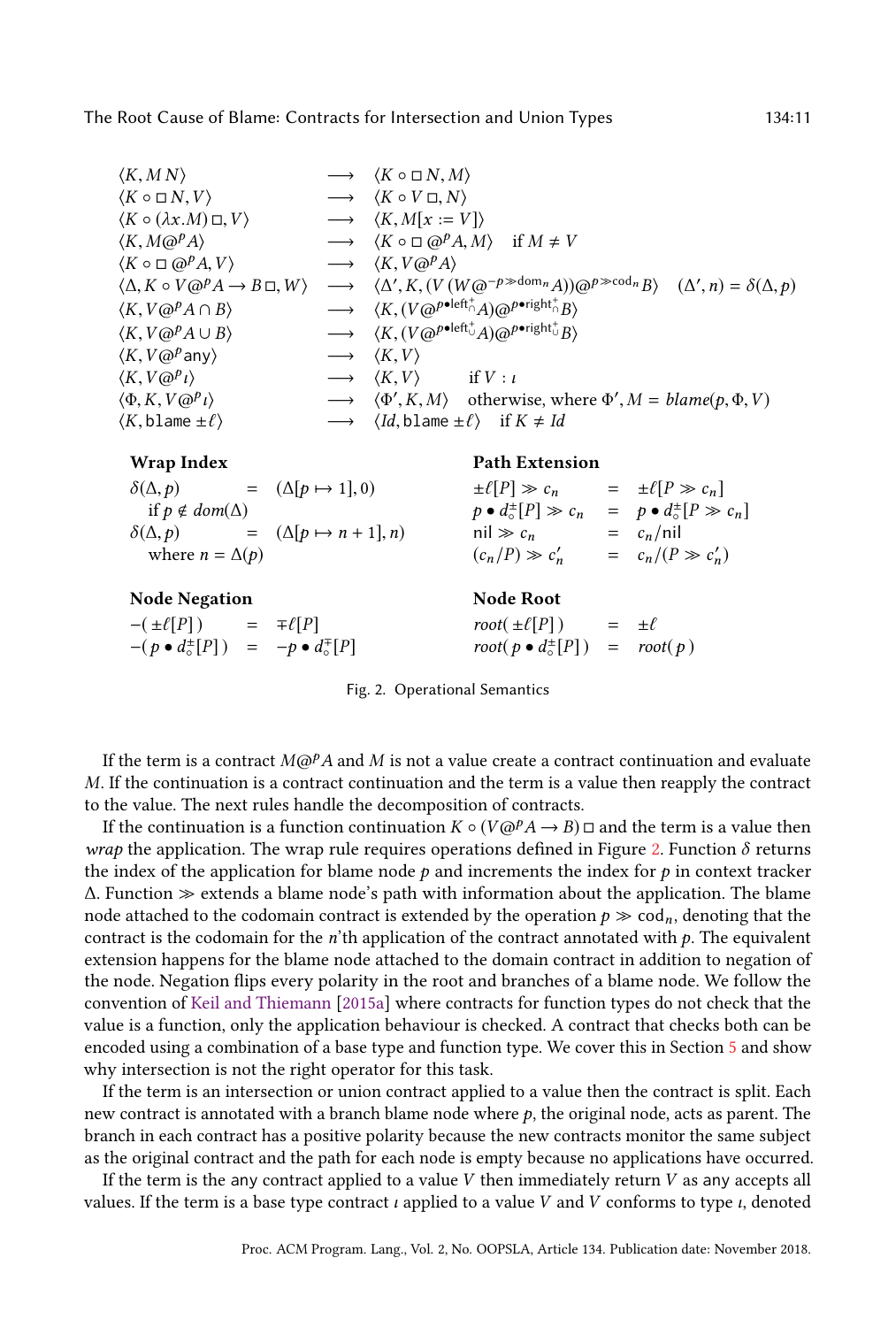$$
\begin{array}{lcll}
\langle K, M\,N\rangle & \longrightarrow & \langle K \circ \square\, N, M\rangle & \\
\langle K \circ \square\, N, V\rangle & \longrightarrow & \langle K \circ V\,\square, N\rangle & \\
\langle K \circ (\lambda x.M)\,\square, V\rangle & \longrightarrow & \langle K, M[x := V]\rangle & \\
\langle K, M @^p A\rangle & \longrightarrow & \langle K \circ \square\, @^p A, M\rangle & \text{if } M \neq V \\
\langle K \circ \square\, @^p A, V\rangle & \longrightarrow & \langle K, V @^p A\rangle & \\
\langle \Delta, K \circ V @^p A \to B\,\square, W\rangle & \longrightarrow & \langle \Delta', K, (V\,(W @^{-p \gg \mathsf{dom}_n} A)) @^{p \gg \mathsf{cod}_n} B\rangle & (\Delta', n) = \delta(\Delta, p) \\
\langle K, V @^p A \cap B\rangle & \longrightarrow & \langle K, (V @^{p \bullet \mathsf{left}^+_\cap} A) @^{p \bullet \mathsf{right}^+_\cap} B\rangle & \\
\langle K, V @^p A \cup B\rangle & \longrightarrow & \langle K, (V @^{p \bullet \mathsf{left}^+_\cup} A) @^{p \bullet \mathsf{right}^+_\cup} B\rangle & \\
\langle K, V @^p \mathsf{any}\rangle & \longrightarrow & \langle K, V\rangle & \\
\langle K, V @^p \iota\rangle & \longrightarrow & \langle K, V\rangle & \text{if } V : \iota \\
\langle \Phi, K, V @^p \iota\rangle & \longrightarrow & \langle \Phi', K, M\rangle & \text{otherwise, where } \Phi', M = \mathit{blame}(p, \Phi, V) \\
\langle K, \mathtt{blame}\,\pm\ell\rangle & \longrightarrow & \langle \mathit{Id}, \mathtt{blame}\,\pm\ell\rangle & \text{if } K \neq \mathit{Id}
\end{array}
$$

**Wrap Index**

$$
\begin{array}{lcl}
\delta(\Delta, p) & = & (\Delta[p \mapsto 1], 0) \\
\quad \text{if } p \notin \mathit{dom}(\Delta) & & \\
\delta(\Delta, p) & = & (\Delta[p \mapsto n+1], n) \\
\quad \text{where } n = \Delta(p) & &
\end{array}
$$

**Path Extension**

$$
\begin{array}{lcl}
\pm\ell[P] \gg c_n & = & \pm\ell[P \gg c_n] \\
p \bullet d^\pm_\circ[P] \gg c_n & = & p \bullet d^\pm_\circ[P \gg c_n] \\
\mathsf{nil} \gg c_n & = & c_n/\mathsf{nil} \\
(c_n/P) \gg c'_n & = & c_n/(P \gg c'_n)
\end{array}
$$

**Node Negation**

$$
\begin{array}{lcl}
-(\pm\ell[P]) & = & \mp\ell[P] \\
-(p \bullet d^\pm_\circ[P]) & = & -p \bullet d^\mp_\circ[P]
\end{array}
$$

**Node Root**

$$
\begin{array}{lcl}
\mathit{root}(\pm\ell[P]) & = & \pm\ell \\
\mathit{root}(p \bullet d^\pm_\circ[P]) & = & \mathit{root}(p)
\end{array}
$$

Fig. 2. Operational Semantics

If the term is a contract $M @^p A$ and $M$ is not a value create a contract continuation and evaluate $M$. If the continuation is a contract continuation and the term is a value then reapply the contract to the value. The next rules handle the decomposition of contracts.

If the continuation is a function continuation $K \circ (V @^p A \to B)\,\square$ and the term is a value then *wrap* the application. The wrap rule requires operations defined in Figure 2. Function $\delta$ returns the index of the application for blame node $p$ and increments the index for $p$ in context tracker $\Delta$. Function $\gg$ extends a blame node's path with information about the application. The blame node attached to the codomain contract is extended by the operation $p \gg \mathsf{cod}_n$, denoting that the contract is the codomain for the $n$'th application of the contract annotated with $p$. The equivalent extension happens for the blame node attached to the domain contract in addition to negation of the node. Negation flips every polarity in the root and branches of a blame node. We follow the convention of Keil and Thiemann [2015a] where contracts for function types do not check that the value is a function, only the application behaviour is checked. A contract that checks both can be encoded using a combination of a base type and function type. We cover this in Section 5 and show why intersection is not the right operator for this task.

If the term is an intersection or union contract applied to a value then the contract is split. Each new contract is annotated with a branch blame node where $p$, the original node, acts as parent. The branch in each contract has a positive polarity because the new contracts monitor the same subject as the original contract and the path for each node is empty because no applications have occurred.

If the term is the any contract applied to a value $V$ then immediately return $V$ as any accepts all values. If the term is a base type contract $\iota$ applied to a value $V$ and $V$ conforms to type $\iota$, denoted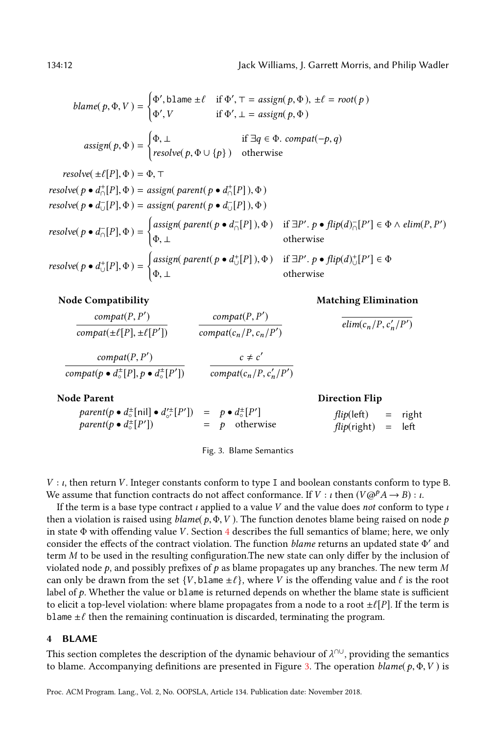$$
blame(\, p, \Phi, V\,) = \begin{cases} \Phi', \texttt{blame}\ \pm\ell & \text{if } \Phi', \top = assign(\, p, \Phi\,),\ \pm\ell = root(\, p\,) \\ \Phi', V & \text{if } \Phi', \bot = assign(\, p, \Phi\,) \end{cases}
$$

$$
assign(\, p, \Phi\,) = \begin{cases} \Phi, \bot & \text{if } \exists q \in \Phi.\ compat(-p, q) \\ resolve(\, p, \Phi \cup \{p\}\,) & \text{otherwise} \end{cases}
$$

$$
resolve(\, \pm\ell[P], \Phi\,) = \Phi, \top
$$

$$
resolve(\, p \bullet d^{+}_{\cap}[P], \Phi\,) = assign(\, parent(\, p \bullet d^{+}_{\cap}[P]\,), \Phi\,)
$$

$$
resolve(\, p \bullet d^{-}_{\cup}[P], \Phi\,) = assign(\, parent(\, p \bullet d^{-}_{\cup}[P]\,), \Phi\,)
$$

$$
resolve(\, p \bullet d^{-}_{\cap}[P], \Phi\,) = \begin{cases} assign(\, parent(\, p \bullet d^{-}_{\cap}[P]\,), \Phi\,) & \text{if } \exists P'.\ p \bullet flip(d)^{-}_{\cap}[P'] \in \Phi \wedge elim(P, P') \\ \Phi, \bot & \text{otherwise} \end{cases}
$$

$$
resolve(\, p \bullet d^{+}_{\cup}[P], \Phi\,) = \begin{cases} assign(\, parent(\, p \bullet d^{+}_{\cup}[P]\,), \Phi\,) & \text{if } \exists P'.\ p \bullet flip(d)^{+}_{\cup}[P'] \in \Phi \\ \Phi, \bot & \text{otherwise} \end{cases}
$$

**Node Compatibility**

$$
\frac{compat(P, P')}{compat(\pm\ell[P], \pm\ell[P'])} \qquad \frac{compat(P, P')}{compat(c_n/P, c_n/P')}
$$

$$
\frac{compat(P, P')}{compat(p \bullet d^{\pm}_{\circ}[P], p \bullet d^{\pm}_{\circ}[P'])} \qquad \frac{c \neq c'}{compat(c_n/P, c'_n/P')}
$$

**Matching Elimination**

$$
\frac{}{elim(c_n/P, c'_n/P')}
$$

**Node Parent**

$$
\begin{aligned}
parent(p \bullet d^{\pm}_{\circ}[\text{nil}] \bullet d'^{\pm}_{\circ'}[P']) &= p \bullet d^{\pm}_{\circ}[P'] \\
parent(p \bullet d^{\pm}_{\circ}[P']) &= p \quad \text{otherwise}
\end{aligned}
$$

**Direction Flip**

$$
\begin{aligned}
flip(\text{left}) &= \text{right} \\
flip(\text{right}) &= \text{left}
\end{aligned}
$$

Fig. 3. Blame Semantics

$V : \iota$, then return $V$. Integer constants conform to type I and boolean constants conform to type B. We assume that function contracts do not affect conformance. If $V : \iota$ then $(V @^{p} A \rightarrow B) : \iota$.

If the term is a base type contract $\iota$ applied to a value $V$ and the value does *not* conform to type $\iota$ then a violation is raised using $blame(\, p, \Phi, V\,)$. The function denotes blame being raised on node $p$ in state $\Phi$ with offending value $V$. Section 4 describes the full semantics of blame; here, we only consider the effects of the contract violation. The function *blame* returns an updated state $\Phi'$ and term $M$ to be used in the resulting configuration.The new state can only differ by the inclusion of violated node $p$, and possibly prefixes of $p$ as blame propagates up any branches. The new term $M$ can only be drawn from the set $\{V, \texttt{blame}\ \pm\ell\}$, where $V$ is the offending value and $\ell$ is the root label of $p$. Whether the value or `blame` is returned depends on whether the blame state is sufficient to elicit a top-level violation: where blame propagates from a node to a root $\pm\ell[P]$. If the term is $\texttt{blame}\ \pm\ell$ then the remaining continuation is discarded, terminating the program.

## 4 BLAME

This section completes the description of the dynamic behaviour of $\lambda^{\cap\cup}$, providing the semantics to blame. Accompanying definitions are presented in Figure 3. The operation $blame(\, p, \Phi, V\,)$ is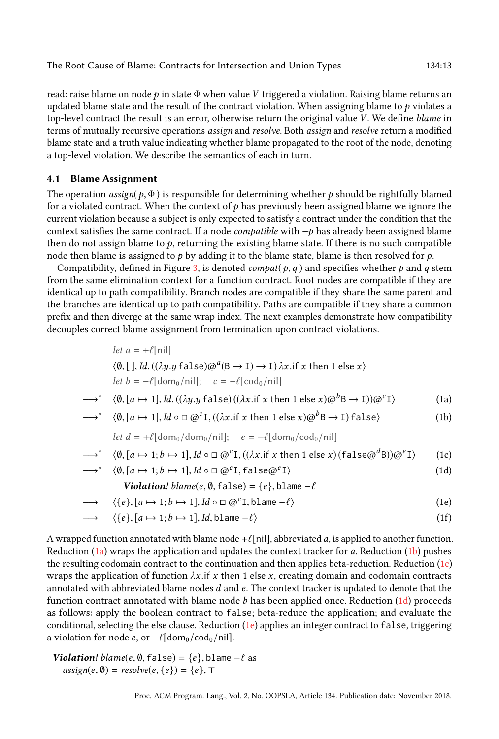read: raise blame on node $p$ in state $\Phi$ when value $V$ triggered a violation. Raising blame returns an updated blame state and the result of the contract violation. When assigning blame to $p$ violates a top-level contract the result is an error, otherwise return the original value $V$. We define *blame* in terms of mutually recursive operations *assign* and *resolve*. Both *assign* and *resolve* return a modified blame state and a truth value indicating whether blame propagated to the root of the node, denoting a top-level violation. We describe the semantics of each in turn.

## 4.1 Blame Assignment

The operation $assign(p, \Phi)$ is responsible for determining whether $p$ should be rightfully blamed for a violated contract. When the context of $p$ has previously been assigned blame we ignore the current violation because a subject is only expected to satisfy a contract under the condition that the context satisfies the same contract. If a node *compatible* with $-p$ has already been assigned blame then do not assign blame to $p$, returning the existing blame state. If there is no such compatible node then blame is assigned to $p$ by adding it to the blame state, blame is then resolved for $p$.

Compatibility, defined in Figure 3, is denoted $compat(p, q)$ and specifies whether $p$ and $q$ stem from the same elimination context for a function contract. Root nodes are compatible if they are identical up to path compatibility. Branch nodes are compatible if they share the same parent and the branches are identical up to path compatibility. Paths are compatible if they share a common prefix and then diverge at the same wrap index. The next examples demonstrate how compatibility decouples correct blame assignment from termination upon contract violations.

$$
\begin{array}{lll}
 & \textit{let } a = +\ell[\text{nil}] & \\
 & \langle \emptyset, [\,], Id, ((\lambda y.y\ \texttt{false})@^a(\texttt{B} \to \texttt{I}) \to \texttt{I})\ \lambda x.\text{if } x \text{ then } 1 \text{ else } x \rangle & \\
 & \textit{let } b = -\ell[\text{dom}_0/\text{nil}]; \quad c = +\ell[\text{cod}_0/\text{nil}] & \\
\longrightarrow^* & \langle \emptyset, [a \mapsto 1], Id, ((\lambda y.y\ \texttt{false})\ ((\lambda x.\text{if } x \text{ then } 1 \text{ else } x)@^b\texttt{B} \to \texttt{I}))@^c\texttt{I} \rangle & \text{(1a)} \\
\longrightarrow^* & \langle \emptyset, [a \mapsto 1], Id \circ \square\ @^c\texttt{I}, ((\lambda x.\text{if } x \text{ then } 1 \text{ else } x)@^b\texttt{B} \to \texttt{I})\ \texttt{false} \rangle & \text{(1b)} \\
 & \textit{let } d = +\ell[\text{dom}_0/\text{dom}_0/\text{nil}]; \quad e = -\ell[\text{dom}_0/\text{cod}_0/\text{nil}] & \\
\longrightarrow^* & \langle \emptyset, [a \mapsto 1; b \mapsto 1], Id \circ \square\ @^c\texttt{I}, ((\lambda x.\text{if } x \text{ then } 1 \text{ else } x)\ (\texttt{false}@^d\texttt{B}))@^e\texttt{I} \rangle & \text{(1c)} \\
\longrightarrow^* & \langle \emptyset, [a \mapsto 1; b \mapsto 1], Id \circ \square\ @^c\texttt{I}, \texttt{false}@^e\texttt{I} \rangle & \text{(1d)} \\
 & \quad \textbf{\textit{Violation!}}\ \textit{blame}(e, \emptyset, \texttt{false}) = \{e\}, \texttt{blame}\ -\ell & \\
\longrightarrow & \langle \{e\}, [a \mapsto 1; b \mapsto 1], Id \circ \square\ @^c\texttt{I}, \texttt{blame}\ -\ell \rangle & \text{(1e)} \\
\longrightarrow & \langle \{e\}, [a \mapsto 1; b \mapsto 1], Id, \texttt{blame}\ -\ell \rangle & \text{(1f)}
\end{array}
$$

A wrapped function annotated with blame node $+\ell[\text{nil}]$, abbreviated $a$, is applied to another function. Reduction (1a) wraps the application and updates the context tracker for $a$. Reduction (1b) pushes the resulting codomain contract to the continuation and then applies beta-reduction. Reduction (1c) wraps the application of function $\lambda x.\text{if } x \text{ then } 1 \text{ else } x$, creating domain and codomain contracts annotated with abbreviated blame nodes $d$ and $e$. The context tracker is updated to denote that the function contract annotated with blame node $b$ has been applied once. Reduction (1d) proceeds as follows: apply the boolean contract to `false`; beta-reduce the application; and evaluate the conditional, selecting the else clause. Reduction (1e) applies an integer contract to `false`, triggering a violation for node $e$, or $-\ell[\text{dom}_0/\text{cod}_0/\text{nil}]$.

***Violation!*** $\textit{blame}(e, \emptyset, \texttt{false}) = \{e\}, \texttt{blame}\ -\ell$ as
$\quad \textit{assign}(e, \emptyset) = \textit{resolve}(e, \{e\}) = \{e\}, \top$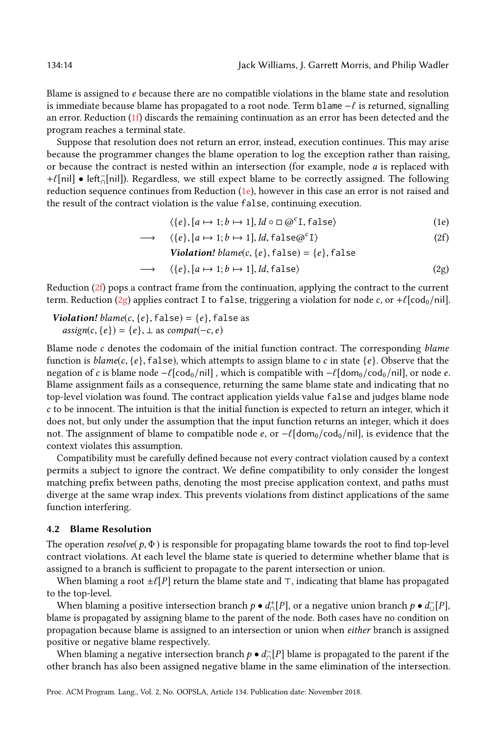Blame is assigned to $e$ because there are no compatible violations in the blame state and resolution is immediate because blame has propagated to a root node. Term blame $-\ell$ is returned, signalling an error. Reduction (1f) discards the remaining continuation as an error has been detected and the program reaches a terminal state.

Suppose that resolution does not return an error, instead, execution continues. This may arise because the programmer changes the blame operation to log the exception rather than raising, or because the contract is nested within an intersection (for example, node $a$ is replaced with $+\ell[\mathsf{nil}] \bullet \mathsf{left}^{-}_{\cap}[\mathsf{nil}]$). Regardless, we still expect blame to be correctly assigned. The following reduction sequence continues from Reduction (1e), however in this case an error is not raised and the result of the contract violation is the value false, continuing execution.

$$\langle \{e\}, [a \mapsto 1; b \mapsto 1], Id \circ \square\, @^{c}\mathtt{I}, \mathtt{false} \rangle \tag{1e}$$

$$\longrightarrow \quad \langle \{e\}, [a \mapsto 1; b \mapsto 1], Id, \mathtt{false}@^{c}\mathtt{I} \rangle \tag{2f}$$

$$\textbf{\textit{Violation!}}\ blame(c, \{e\}, \mathtt{false}) = \{e\}, \mathtt{false}$$

$$\longrightarrow \quad \langle \{e\}, [a \mapsto 1; b \mapsto 1], Id, \mathtt{false} \rangle \tag{2g}$$

Reduction (2f) pops a contract frame from the continuation, applying the contract to the current term. Reduction (2g) applies contract I to false, triggering a violation for node $c$, or $+\ell[\mathsf{cod}_0/\mathsf{nil}]$.

***Violation!*** $blame(c, \{e\}, \mathtt{false}) = \{e\}, \mathtt{false}$ as
$assign(c, \{e\}) = \{e\}, \bot$ as $compat(-c, e)$

Blame node $c$ denotes the codomain of the initial function contract. The corresponding *blame* function is $blame(c, \{e\}, \mathtt{false})$, which attempts to assign blame to $c$ in state $\{e\}$. Observe that the negation of $c$ is blame node $-\ell[\mathsf{cod}_0/\mathsf{nil}]$ , which is compatible with $-\ell[\mathsf{dom}_0/\mathsf{cod}_0/\mathsf{nil}]$, or node $e$. Blame assignment fails as a consequence, returning the same blame state and indicating that no top-level violation was found. The contract application yields value false and judges blame node $c$ to be innocent. The intuition is that the initial function is expected to return an integer, which it does not, but only under the assumption that the input function returns an integer, which it does not. The assignment of blame to compatible node $e$, or $-\ell[\mathsf{dom}_0/\mathsf{cod}_0/\mathsf{nil}]$, is evidence that the context violates this assumption.

Compatibility must be carefully defined because not every contract violation caused by a context permits a subject to ignore the contract. We define compatibility to only consider the longest matching prefix between paths, denoting the most precise application context, and paths must diverge at the same wrap index. This prevents violations from distinct applications of the same function interfering.

### 4.2 Blame Resolution

The operation $resolve(p, \Phi)$ is responsible for propagating blame towards the root to find top-level contract violations. At each level the blame state is queried to determine whether blame that is assigned to a branch is sufficient to propagate to the parent intersection or union.

When blaming a root $\pm\ell[P]$ return the blame state and $\top$, indicating that blame has propagated to the top-level.

When blaming a positive intersection branch $p \bullet d^{+}_{\cap}[P]$, or a negative union branch $p \bullet d^{-}_{\cup}[P]$, blame is propagated by assigning blame to the parent of the node. Both cases have no condition on propagation because blame is assigned to an intersection or union when *either* branch is assigned positive or negative blame respectively.

When blaming a negative intersection branch $p \bullet d^{-}_{\cap}[P]$ blame is propagated to the parent if the other branch has also been assigned negative blame in the same elimination of the intersection.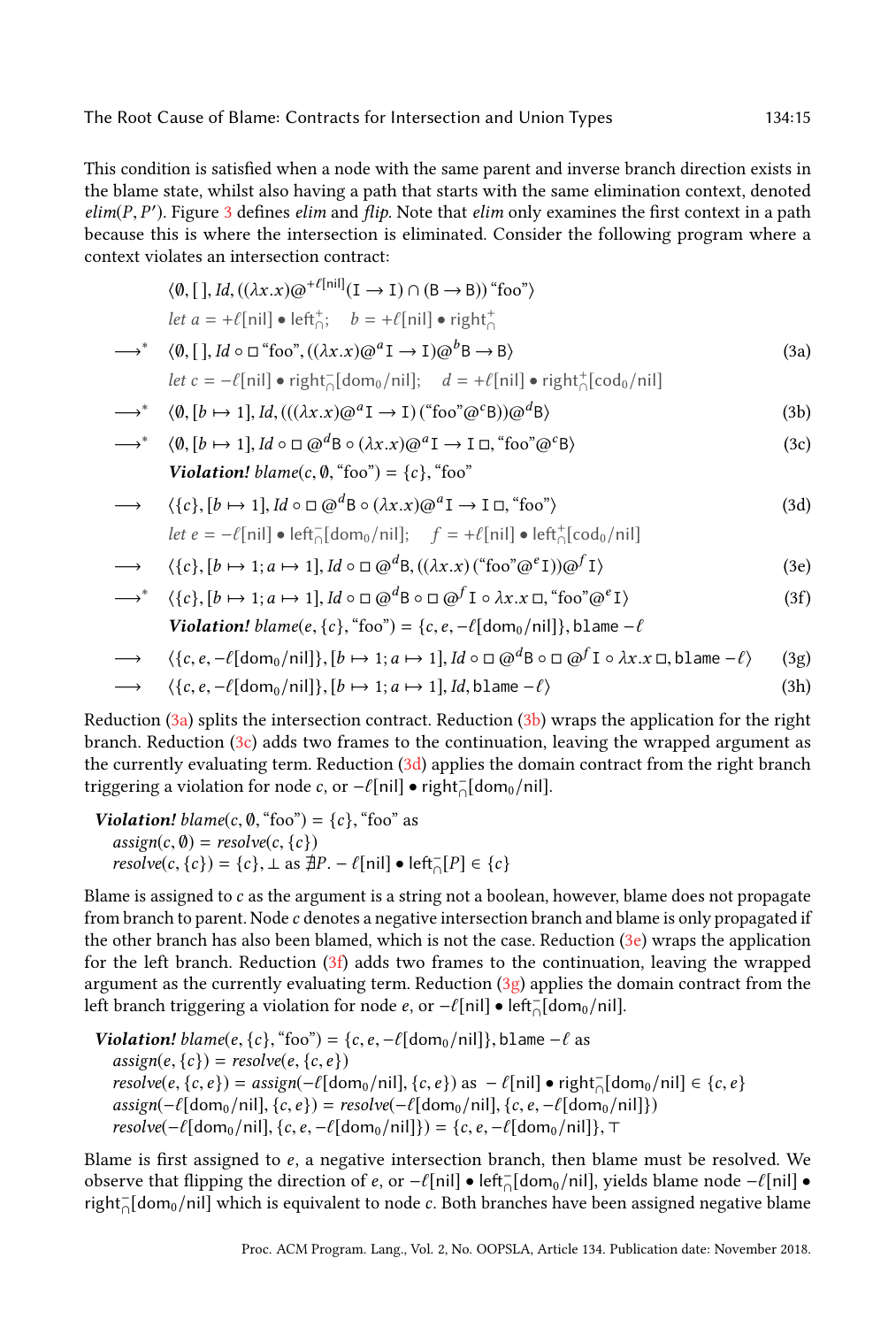This condition is satisfied when a node with the same parent and inverse branch direction exists in the blame state, whilst also having a path that starts with the same elimination context, denoted $elim(P, P')$. Figure 3 defines *elim* and *flip*. Note that *elim* only examines the first context in a path because this is where the intersection is eliminated. Consider the following program where a context violates an intersection contract:

$$\langle \emptyset, [\,], Id, ((\lambda x.x)@^{+\ell[\mathsf{nil}]}(\mathtt{I} \to \mathtt{I}) \cap (\mathtt{B} \to \mathtt{B}))\, \text{“foo”} \rangle$$

$$\textit{let } a = +\ell[\mathsf{nil}] \bullet \mathsf{left}^{+}_{\cap}; \quad b = +\ell[\mathsf{nil}] \bullet \mathsf{right}^{+}_{\cap}$$

$$\longrightarrow^* \quad \langle \emptyset, [\,], Id \circ \square\, \text{“foo”}, ((\lambda x.x)@^{a}\mathtt{I} \to \mathtt{I})@^{b}\mathtt{B} \to \mathtt{B} \rangle \tag{3a}$$

$$\textit{let } c = -\ell[\mathsf{nil}] \bullet \mathsf{right}^{-}_{\cap}[\mathsf{dom}_0/\mathsf{nil}]; \quad d = +\ell[\mathsf{nil}] \bullet \mathsf{right}^{+}_{\cap}[\mathsf{cod}_0/\mathsf{nil}]$$

$$\longrightarrow^* \quad \langle \emptyset, [b \mapsto 1], Id, (((\lambda x.x)@^{a}\mathtt{I} \to \mathtt{I})\, (\text{“foo”}@^{c}\mathtt{B}))@^{d}\mathtt{B} \rangle \tag{3b}$$

$$\longrightarrow^* \quad \langle \emptyset, [b \mapsto 1], Id \circ \square\, @^{d}\mathtt{B} \circ (\lambda x.x)@^{a}\mathtt{I} \to \mathtt{I}\, \square, \text{“foo”}@^{c}\mathtt{B} \rangle \tag{3c}$$

***Violation!*** $blame(c, \emptyset, \text{“foo”}) = \{c\}, \text{“foo”}$

$$\longrightarrow \quad \langle \{c\}, [b \mapsto 1], Id \circ \square\, @^{d}\mathtt{B} \circ (\lambda x.x)@^{a}\mathtt{I} \to \mathtt{I}\, \square, \text{“foo”} \rangle \tag{3d}$$

$$\textit{let } e = -\ell[\mathsf{nil}] \bullet \mathsf{left}^{-}_{\cap}[\mathsf{dom}_0/\mathsf{nil}]; \quad f = +\ell[\mathsf{nil}] \bullet \mathsf{left}^{+}_{\cap}[\mathsf{cod}_0/\mathsf{nil}]$$

$$\longrightarrow \quad \langle \{c\}, [b \mapsto 1; a \mapsto 1], Id \circ \square\, @^{d}\mathtt{B}, ((\lambda x.x)\, (\text{“foo”}@^{e}\mathtt{I}))@^{f}\mathtt{I} \rangle \tag{3e}$$

$$\longrightarrow^* \quad \langle \{c\}, [b \mapsto 1; a \mapsto 1], Id \circ \square\, @^{d}\mathtt{B} \circ \square\, @^{f}\mathtt{I} \circ \lambda x.x\, \square, \text{“foo”}@^{e}\mathtt{I} \rangle \tag{3f}$$

***Violation!*** $blame(e, \{c\}, \text{“foo”}) = \{c, e, -\ell[\mathsf{dom}_0/\mathsf{nil}]\}, \mathtt{blame}\ -\ell$

$$\longrightarrow \quad \langle \{c, e, -\ell[\mathsf{dom}_0/\mathsf{nil}]\}, [b \mapsto 1; a \mapsto 1], Id \circ \square\, @^{d}\mathtt{B} \circ \square\, @^{f}\mathtt{I} \circ \lambda x.x\, \square, \mathtt{blame}\ -\ell \rangle \tag{3g}$$

$$\longrightarrow \quad \langle \{c, e, -\ell[\mathsf{dom}_0/\mathsf{nil}]\}, [b \mapsto 1; a \mapsto 1], Id, \mathtt{blame}\ -\ell \rangle \tag{3h}$$

Reduction (3a) splits the intersection contract. Reduction (3b) wraps the application for the right branch. Reduction (3c) adds two frames to the continuation, leaving the wrapped argument as the currently evaluating term. Reduction (3d) applies the domain contract from the right branch triggering a violation for node $c$, or $-\ell[\mathsf{nil}] \bullet \mathsf{right}^{-}_{\cap}[\mathsf{dom}_0/\mathsf{nil}]$.

***Violation!*** $blame(c, \emptyset, \text{“foo”}) = \{c\}, \text{“foo”}$ as
  $assign(c, \emptyset) = resolve(c, \{c\})$
  $resolve(c, \{c\}) = \{c\}, \bot$ as $\nexists P.\ -\ell[\mathsf{nil}] \bullet \mathsf{left}^{-}_{\cap}[P] \in \{c\}$

Blame is assigned to $c$ as the argument is a string not a boolean, however, blame does not propagate from branch to parent. Node $c$ denotes a negative intersection branch and blame is only propagated if the other branch has also been blamed, which is not the case. Reduction (3e) wraps the application for the left branch. Reduction (3f) adds two frames to the continuation, leaving the wrapped argument as the currently evaluating term. Reduction (3g) applies the domain contract from the left branch triggering a violation for node $e$, or $-\ell[\mathsf{nil}] \bullet \mathsf{left}^{-}_{\cap}[\mathsf{dom}_0/\mathsf{nil}]$.

***Violation!*** $blame(e, \{c\}, \text{“foo”}) = \{c, e, -\ell[\mathsf{dom}_0/\mathsf{nil}]\}, \mathtt{blame}\ -\ell$ as
  $assign(e, \{c\}) = resolve(e, \{c, e\})$
  $resolve(e, \{c, e\}) = assign(-\ell[\mathsf{dom}_0/\mathsf{nil}], \{c, e\})$ as $-\ell[\mathsf{nil}] \bullet \mathsf{right}^{-}_{\cap}[\mathsf{dom}_0/\mathsf{nil}] \in \{c, e\}$
  $assign(-\ell[\mathsf{dom}_0/\mathsf{nil}], \{c, e\}) = resolve(-\ell[\mathsf{dom}_0/\mathsf{nil}], \{c, e, -\ell[\mathsf{dom}_0/\mathsf{nil}]\})$
  $resolve(-\ell[\mathsf{dom}_0/\mathsf{nil}], \{c, e, -\ell[\mathsf{dom}_0/\mathsf{nil}]\}) = \{c, e, -\ell[\mathsf{dom}_0/\mathsf{nil}]\}, \top$

Blame is first assigned to $e$, a negative intersection branch, then blame must be resolved. We observe that flipping the direction of $e$, or $-\ell[\mathsf{nil}] \bullet \mathsf{left}^{-}_{\cap}[\mathsf{dom}_0/\mathsf{nil}]$, yields blame node $-\ell[\mathsf{nil}] \bullet \mathsf{right}^{-}_{\cap}[\mathsf{dom}_0/\mathsf{nil}]$ which is equivalent to node $c$. Both branches have been assigned negative blame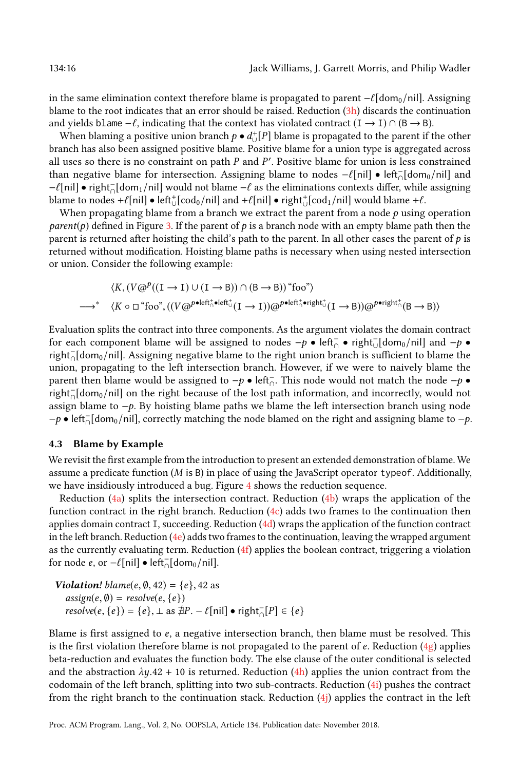in the same elimination context therefore blame is propagated to parent $-\ell[\mathsf{dom}_0/\mathsf{nil}]$. Assigning blame to the root indicates that an error should be raised. Reduction (3h) discards the continuation and yields `blame` $-\ell$, indicating that the context has violated contract $(\mathtt{I} \to \mathtt{I}) \cap (\mathtt{B} \to \mathtt{B})$.

When blaming a positive union branch $p \bullet d^{+}_{\cup}[P]$ blame is propagated to the parent if the other branch has also been assigned positive blame. Positive blame for a union type is aggregated across all uses so there is no constraint on path $P$ and $P'$. Positive blame for union is less constrained than negative blame for intersection. Assigning blame to nodes $-\ell[\mathsf{nil}] \bullet \mathsf{left}^{-}_{\cap}[\mathsf{dom}_0/\mathsf{nil}]$ and $-\ell[\mathsf{nil}] \bullet \mathsf{right}^{-}_{\cap}[\mathsf{dom}_1/\mathsf{nil}]$ would not blame $-\ell$ as the eliminations contexts differ, while assigning blame to nodes $+\ell[\mathsf{nil}] \bullet \mathsf{left}^{+}_{\cup}[\mathsf{cod}_0/\mathsf{nil}]$ and $+\ell[\mathsf{nil}] \bullet \mathsf{right}^{+}_{\cup}[\mathsf{cod}_1/\mathsf{nil}]$ would blame $+\ell$.

When propagating blame from a branch we extract the parent from a node $p$ using operation $\mathit{parent}(p)$ defined in Figure 3. If the parent of $p$ is a branch node with an empty blame path then the parent is returned after hoisting the child's path to the parent. In all other cases the parent of $p$ is returned without modification. Hoisting blame paths is necessary when using nested intersection or union. Consider the following example:

$$
\begin{aligned}
& \langle K, (V @^{p} ((\mathtt{I} \to \mathtt{I}) \cup (\mathtt{I} \to \mathtt{B})) \cap (\mathtt{B} \to \mathtt{B}))\, \text{“foo”} \rangle \\
\longrightarrow^{*}\quad & \langle K \circ \square\, \text{“foo”}, ((V @^{p \bullet \mathsf{left}^{+}_{\cap} \bullet \mathsf{left}^{+}_{\cup}} (\mathtt{I} \to \mathtt{I})) @^{p \bullet \mathsf{left}^{+}_{\cap} \bullet \mathsf{right}^{+}_{\cup}} (\mathtt{I} \to \mathtt{B})) @^{p \bullet \mathsf{right}^{+}_{\cap}} (\mathtt{B} \to \mathtt{B}) \rangle
\end{aligned}
$$

Evaluation splits the contract into three components. As the argument violates the domain contract for each component blame will be assigned to nodes $-p \bullet \mathsf{left}^{-}_{\cap} \bullet \mathsf{right}^{-}_{\cup}[\mathsf{dom}_0/\mathsf{nil}]$ and $-p \bullet \mathsf{right}^{-}_{\cap}[\mathsf{dom}_0/\mathsf{nil}]$. Assigning negative blame to the right union branch is sufficient to blame the union, propagating to the left intersection branch. However, if we were to naively blame the parent then blame would be assigned to $-p \bullet \mathsf{left}^{-}_{\cap}$. This node would not match the node $-p \bullet \mathsf{right}^{-}_{\cap}[\mathsf{dom}_0/\mathsf{nil}]$ on the right because of the lost path information, and incorrectly, would not assign blame to $-p$. By hoisting blame paths we blame the left intersection branch using node $-p \bullet \mathsf{left}^{-}_{\cap}[\mathsf{dom}_0/\mathsf{nil}]$, correctly matching the node blamed on the right and assigning blame to $-p$.

### 4.3 Blame by Example

We revisit the first example from the introduction to present an extended demonstration of blame. We assume a predicate function ($M$ is B) in place of using the JavaScript operator `typeof`. Additionally, we have insidiously introduced a bug. Figure 4 shows the reduction sequence.

Reduction (4a) splits the intersection contract. Reduction (4b) wraps the application of the function contract in the right branch. Reduction (4c) adds two frames to the continuation then applies domain contract I, succeeding. Reduction (4d) wraps the application of the function contract in the left branch. Reduction (4e) adds two frames to the continuation, leaving the wrapped argument as the currently evaluating term. Reduction (4f) applies the boolean contract, triggering a violation for node $e$, or $-\ell[\mathsf{nil}] \bullet \mathsf{left}^{-}_{\cap}[\mathsf{dom}_0/\mathsf{nil}]$.

**_Violation!_** $\mathit{blame}(e, \emptyset, 42) = \{e\}, 42$ as
$\quad \mathit{assign}(e, \emptyset) = \mathit{resolve}(e, \{e\})$
$\quad \mathit{resolve}(e, \{e\}) = \{e\}, \bot$ as $\nexists P.\ -\ell[\mathsf{nil}] \bullet \mathsf{right}^{-}_{\cap}[P] \in \{e\}$

Blame is first assigned to $e$, a negative intersection branch, then blame must be resolved. This is the first violation therefore blame is not propagated to the parent of $e$. Reduction (4g) applies beta-reduction and evaluates the function body. The else clause of the outer conditional is selected and the abstraction $\lambda y.42 + 10$ is returned. Reduction (4h) applies the union contract from the codomain of the left branch, splitting into two sub-contracts. Reduction (4i) pushes the contract from the right branch to the continuation stack. Reduction (4j) applies the contract in the left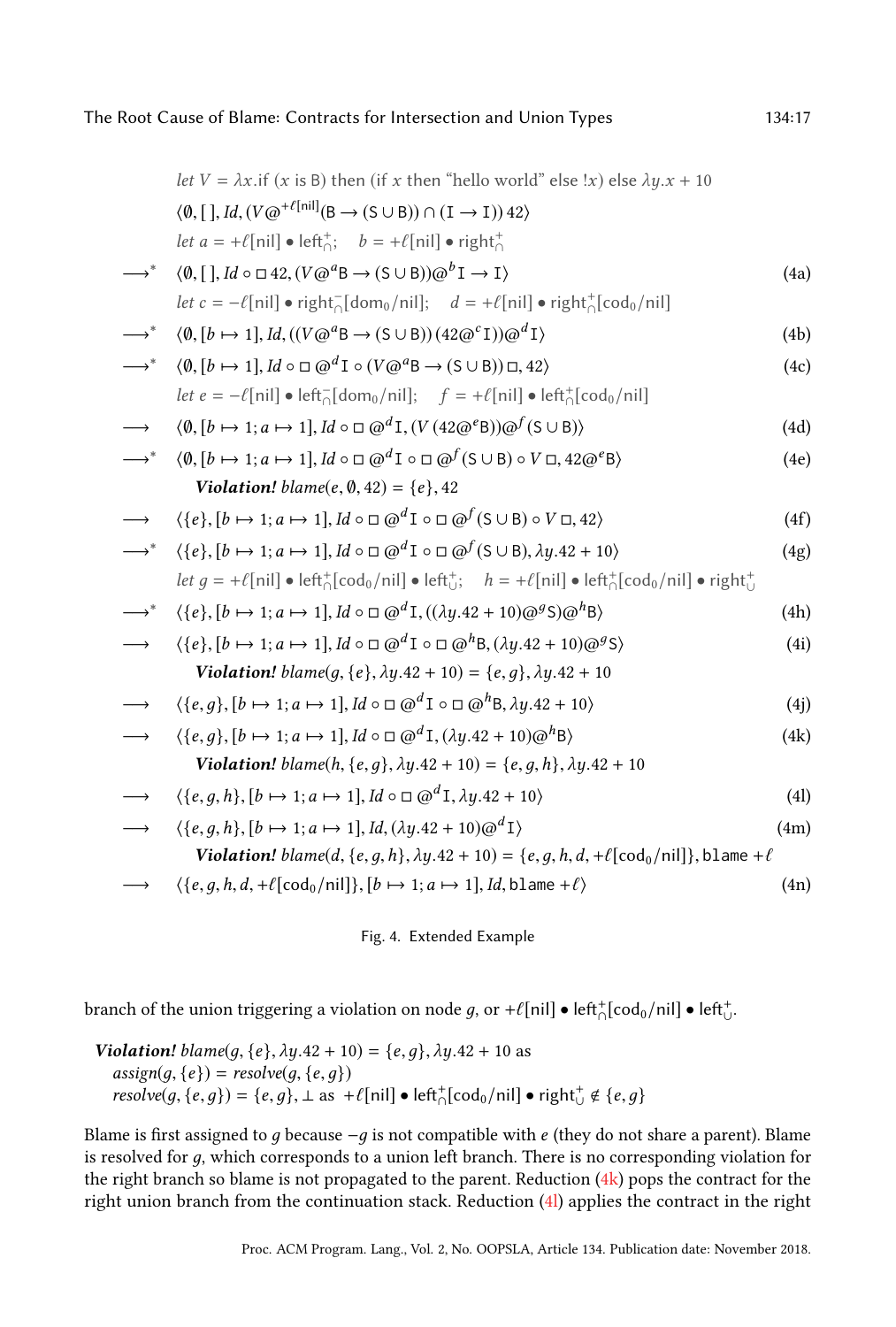$let\ V = \lambda x.\text{if } (x \text{ is } \mathsf{B}) \text{ then } (\text{if } x \text{ then "hello world" else } !x) \text{ else } \lambda y.x + 10$

$\langle \emptyset, [\,], Id, (V @^{+\ell[\text{nil}]} (\mathsf{B} \to (\mathsf{S} \cup \mathsf{B})) \cap (\mathsf{I} \to \mathsf{I}))\, 42 \rangle$

$let\ a = +\ell[\text{nil}] \bullet \text{left}^+_\cap; \quad b = +\ell[\text{nil}] \bullet \text{right}^+_\cap$

$$\longrightarrow^* \quad \langle \emptyset, [\,], Id \circ \square\, 42, (V @^a \mathsf{B} \to (\mathsf{S} \cup \mathsf{B})) @^b \mathsf{I} \to \mathsf{I} \rangle \tag{4a}$$

$let\ c = -\ell[\text{nil}] \bullet \text{right}^-_\cap[\text{dom}_0/\text{nil}]; \quad d = +\ell[\text{nil}] \bullet \text{right}^+_\cap[\text{cod}_0/\text{nil}]$

$$\longrightarrow^* \quad \langle \emptyset, [b \mapsto 1], Id, ((V @^a \mathsf{B} \to (\mathsf{S} \cup \mathsf{B}))\, (42 @^c \mathsf{I})) @^d \mathsf{I} \rangle \tag{4b}$$

$$\longrightarrow^* \quad \langle \emptyset, [b \mapsto 1], Id \circ \square @^d \mathsf{I} \circ (V @^a \mathsf{B} \to (\mathsf{S} \cup \mathsf{B}))\, \square, 42 \rangle \tag{4c}$$

$let\ e = -\ell[\text{nil}] \bullet \text{left}^-_\cap[\text{dom}_0/\text{nil}]; \quad f = +\ell[\text{nil}] \bullet \text{left}^+_\cap[\text{cod}_0/\text{nil}]$

$$\longrightarrow \quad \langle \emptyset, [b \mapsto 1; a \mapsto 1], Id \circ \square @^d \mathsf{I}, (V\, (42 @^e \mathsf{B})) @^f (\mathsf{S} \cup \mathsf{B}) \rangle \tag{4d}$$

$$\longrightarrow^* \quad \langle \emptyset, [b \mapsto 1; a \mapsto 1], Id \circ \square @^d \mathsf{I} \circ \square @^f (\mathsf{S} \cup \mathsf{B}) \circ V\, \square, 42 @^e \mathsf{B} \rangle \tag{4e}$$

***Violation!*** $blame(e, \emptyset, 42) = \{e\}, 42$

$$\longrightarrow \quad \langle \{e\}, [b \mapsto 1; a \mapsto 1], Id \circ \square @^d \mathsf{I} \circ \square @^f (\mathsf{S} \cup \mathsf{B}) \circ V\, \square, 42 \rangle \tag{4f}$$

$$\longrightarrow^* \quad \langle \{e\}, [b \mapsto 1; a \mapsto 1], Id \circ \square @^d \mathsf{I} \circ \square @^f (\mathsf{S} \cup \mathsf{B}), \lambda y.42 + 10 \rangle \tag{4g}$$

$let\ g = +\ell[\text{nil}] \bullet \text{left}^+_\cap[\text{cod}_0/\text{nil}] \bullet \text{left}^+_\cup; \quad h = +\ell[\text{nil}] \bullet \text{left}^+_\cap[\text{cod}_0/\text{nil}] \bullet \text{right}^+_\cup$

$$\longrightarrow^* \quad \langle \{e\}, [b \mapsto 1; a \mapsto 1], Id \circ \square @^d \mathsf{I}, ((\lambda y.42 + 10) @^g \mathsf{S}) @^h \mathsf{B} \rangle \tag{4h}$$

$$\longrightarrow \quad \langle \{e\}, [b \mapsto 1; a \mapsto 1], Id \circ \square @^d \mathsf{I} \circ \square @^h \mathsf{B}, (\lambda y.42 + 10) @^g \mathsf{S} \rangle \tag{4i}$$

***Violation!*** $blame(g, \{e\}, \lambda y.42 + 10) = \{e, g\}, \lambda y.42 + 10$

$$\longrightarrow \quad \langle \{e, g\}, [b \mapsto 1; a \mapsto 1], Id \circ \square @^d \mathsf{I} \circ \square @^h \mathsf{B}, \lambda y.42 + 10 \rangle \tag{4j}$$

$$\longrightarrow \quad \langle \{e, g\}, [b \mapsto 1; a \mapsto 1], Id \circ \square @^d \mathsf{I}, (\lambda y.42 + 10) @^h \mathsf{B} \rangle \tag{4k}$$

***Violation!*** $blame(h, \{e, g\}, \lambda y.42 + 10) = \{e, g, h\}, \lambda y.42 + 10$

$$\longrightarrow \quad \langle \{e, g, h\}, [b \mapsto 1; a \mapsto 1], Id \circ \square @^d \mathsf{I}, \lambda y.42 + 10 \rangle \tag{4l}$$

$$\longrightarrow \quad \langle \{e, g, h\}, [b \mapsto 1; a \mapsto 1], Id, (\lambda y.42 + 10) @^d \mathsf{I} \rangle \tag{4m}$$

***Violation!*** $blame(d, \{e, g, h\}, \lambda y.42 + 10) = \{e, g, h, d, +\ell[\text{cod}_0/\text{nil}]\}, \texttt{blame}\ +\ell$

$$\longrightarrow \quad \langle \{e, g, h, d, +\ell[\text{cod}_0/\text{nil}]\}, [b \mapsto 1; a \mapsto 1], Id, \texttt{blame}\ +\ell \rangle \tag{4n}$$

Fig. 4. Extended Example

branch of the union triggering a violation on node $g$, or $+\ell[\text{nil}] \bullet \text{left}^+_\cap[\text{cod}_0/\text{nil}] \bullet \text{left}^+_\cup$.

***Violation!*** $blame(g, \{e\}, \lambda y.42 + 10) = \{e, g\}, \lambda y.42 + 10$ as
$\quad assign(g, \{e\}) = resolve(g, \{e, g\})$
$\quad resolve(g, \{e, g\}) = \{e, g\}, \bot$ as $+\ell[\text{nil}] \bullet \text{left}^+_\cap[\text{cod}_0/\text{nil}] \bullet \text{right}^+_\cup \notin \{e, g\}$

Blame is first assigned to $g$ because $-g$ is not compatible with $e$ (they do not share a parent). Blame is resolved for $g$, which corresponds to a union left branch. There is no corresponding violation for the right branch so blame is not propagated to the parent. Reduction (4k) pops the contract for the right union branch from the continuation stack. Reduction (4l) applies the contract in the right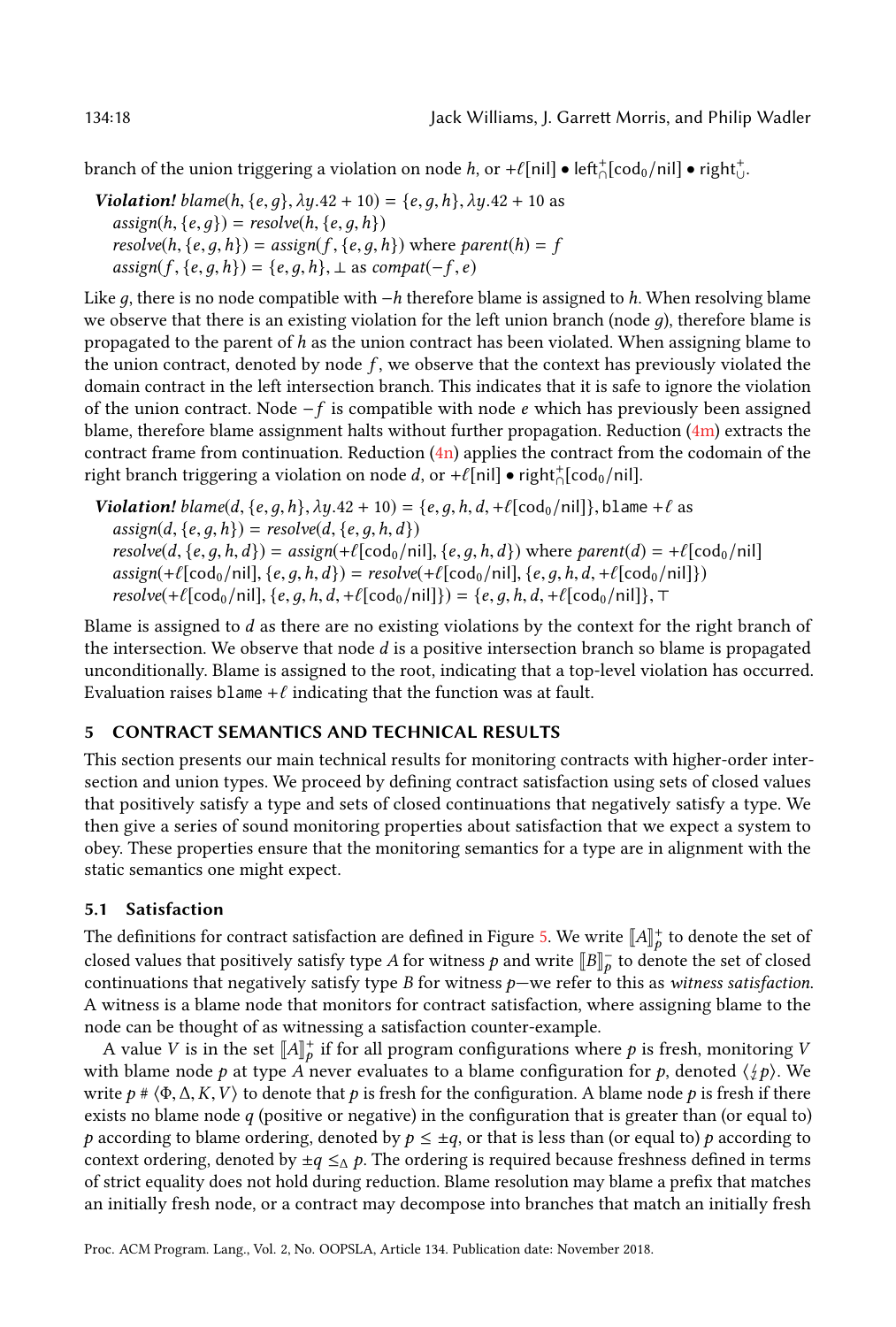branch of the union triggering a violation on node $h$, or $+\ell[\mathsf{nil}] \bullet \mathsf{left}^{+}_{\cap}[\mathsf{cod}_0/\mathsf{nil}] \bullet \mathsf{right}^{+}_{\cup}$.

**Violation!** $\mathit{blame}(h, \{e, g\}, \lambda y.42 + 10) = \{e, g, h\}, \lambda y.42 + 10$ as
  $\mathit{assign}(h, \{e, g\}) = \mathit{resolve}(h, \{e, g, h\})$
  $\mathit{resolve}(h, \{e, g, h\}) = \mathit{assign}(f, \{e, g, h\})$ where $\mathit{parent}(h) = f$
  $\mathit{assign}(f, \{e, g, h\}) = \{e, g, h\}, \bot$ as $\mathit{compat}(-f, e)$

Like $g$, there is no node compatible with $-h$ therefore blame is assigned to $h$. When resolving blame we observe that there is an existing violation for the left union branch (node $g$), therefore blame is propagated to the parent of $h$ as the union contract has been violated. When assigning blame to the union contract, denoted by node $f$, we observe that the context has previously violated the domain contract in the left intersection branch. This indicates that it is safe to ignore the violation of the union contract. Node $-f$ is compatible with node $e$ which has previously been assigned blame, therefore blame assignment halts without further propagation. Reduction (4m) extracts the contract frame from continuation. Reduction (4n) applies the contract from the codomain of the right branch triggering a violation on node $d$, or $+\ell[\mathsf{nil}] \bullet \mathsf{right}^{+}_{\cap}[\mathsf{cod}_0/\mathsf{nil}]$.

**Violation!** $\mathit{blame}(d, \{e, g, h\}, \lambda y.42 + 10) = \{e, g, h, d, +\ell[\mathsf{cod}_0/\mathsf{nil}]\}, \texttt{blame}\ +\ell$ as
  $\mathit{assign}(d, \{e, g, h\}) = \mathit{resolve}(d, \{e, g, h, d\})$
  $\mathit{resolve}(d, \{e, g, h, d\}) = \mathit{assign}(+\ell[\mathsf{cod}_0/\mathsf{nil}], \{e, g, h, d\})$ where $\mathit{parent}(d) = +\ell[\mathsf{cod}_0/\mathsf{nil}]$
  $\mathit{assign}(+\ell[\mathsf{cod}_0/\mathsf{nil}], \{e, g, h, d\}) = \mathit{resolve}(+\ell[\mathsf{cod}_0/\mathsf{nil}], \{e, g, h, d, +\ell[\mathsf{cod}_0/\mathsf{nil}]\})$
  $\mathit{resolve}(+\ell[\mathsf{cod}_0/\mathsf{nil}], \{e, g, h, d, +\ell[\mathsf{cod}_0/\mathsf{nil}]\}) = \{e, g, h, d, +\ell[\mathsf{cod}_0/\mathsf{nil}]\}, \top$

Blame is assigned to $d$ as there are no existing violations by the context for the right branch of the intersection. We observe that node $d$ is a positive intersection branch so blame is propagated unconditionally. Blame is assigned to the root, indicating that a top-level violation has occurred. Evaluation raises `blame` $+\ell$ indicating that the function was at fault.

## 5 CONTRACT SEMANTICS AND TECHNICAL RESULTS

This section presents our main technical results for monitoring contracts with higher-order intersection and union types. We proceed by defining contract satisfaction using sets of closed values that positively satisfy a type and sets of closed continuations that negatively satisfy a type. We then give a series of sound monitoring properties about satisfaction that we expect a system to obey. These properties ensure that the monitoring semantics for a type are in alignment with the static semantics one might expect.

### 5.1 Satisfaction

The definitions for contract satisfaction are defined in Figure 5. We write $[\![A]\!]^{+}_{p}$ to denote the set of closed values that positively satisfy type $A$ for witness $p$ and write $[\![B]\!]^{-}_{p}$ to denote the set of closed continuations that negatively satisfy type $B$ for witness $p$—we refer to this as *witness satisfaction*. A witness is a blame node that monitors for contract satisfaction, where assigning blame to the node can be thought of as witnessing a satisfaction counter-example.

A value $V$ is in the set $[\![A]\!]^{+}_{p}$ if for all program configurations where $p$ is fresh, monitoring $V$ with blame node $p$ at type $A$ never evaluates to a blame configuration for $p$, denoted $\langle \lightning p \rangle$. We write $p \# \langle \Phi, \Delta, K, V \rangle$ to denote that $p$ is fresh for the configuration. A blame node $p$ is fresh if there exists no blame node $q$ (positive or negative) in the configuration that is greater than (or equal to) $p$ according to blame ordering, denoted by $p \leq \pm q$, or that is less than (or equal to) $p$ according to context ordering, denoted by $\pm q \leq_{\Delta} p$. The ordering is required because freshness defined in terms of strict equality does not hold during reduction. Blame resolution may blame a prefix that matches an initially fresh node, or a contract may decompose into branches that match an initially fresh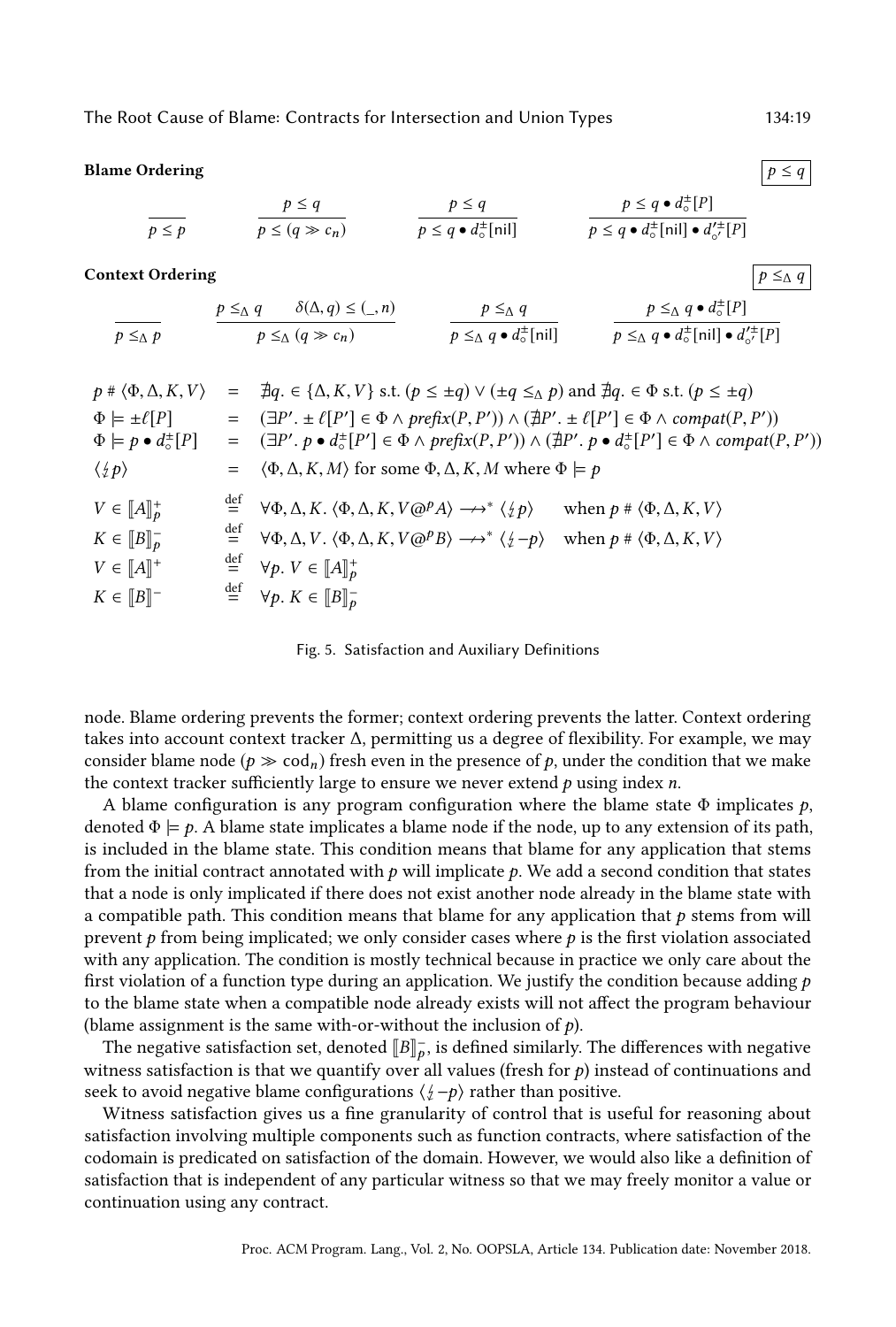**Blame Ordering** $\boxed{p \leq q}$

$$\frac{}{p \leq p} \qquad \frac{p \leq q}{p \leq (q \gg c_n)} \qquad \frac{p \leq q}{p \leq q \bullet d^{\pm}_{\circ}[\mathsf{nil}]} \qquad \frac{p \leq q \bullet d^{\pm}_{\circ}[P]}{p \leq q \bullet d^{\pm}_{\circ}[\mathsf{nil}] \bullet d'^{\pm}_{\circ'}[P]}$$

**Context Ordering** $\boxed{p \leq_\Delta q}$

$$\frac{}{p \leq_\Delta p} \qquad \frac{p \leq_\Delta q \qquad \delta(\Delta, q) \leq (\_, n)}{p \leq_\Delta (q \gg c_n)} \qquad \frac{p \leq_\Delta q}{p \leq_\Delta q \bullet d^{\pm}_{\circ}[\mathsf{nil}]} \qquad \frac{p \leq_\Delta q \bullet d^{\pm}_{\circ}[P]}{p \leq_\Delta q \bullet d^{\pm}_{\circ}[\mathsf{nil}] \bullet d'^{\pm}_{\circ'}[P]}$$

$$
\begin{array}{lcl}
p \,\#\, \langle \Phi, \Delta, K, V \rangle & = & \nexists q. \in \{\Delta, K, V\} \text{ s.t. } (p \leq \pm q) \vee (\pm q \leq_\Delta p) \text{ and } \nexists q. \in \Phi \text{ s.t. } (p \leq \pm q) \\
\Phi \models \pm \ell[P] & = & (\exists P'. \pm \ell[P'] \in \Phi \wedge \mathit{prefix}(P, P')) \wedge (\nexists P'. \pm \ell[P'] \in \Phi \wedge \mathit{compat}(P, P')) \\
\Phi \models p \bullet d^{\pm}_{\circ}[P] & = & (\exists P'. p \bullet d^{\pm}_{\circ}[P'] \in \Phi \wedge \mathit{prefix}(P, P')) \wedge (\nexists P'. p \bullet d^{\pm}_{\circ}[P'] \in \Phi \wedge \mathit{compat}(P, P')) \\
\langle \lightning p \rangle & = & \langle \Phi, \Delta, K, M \rangle \text{ for some } \Phi, \Delta, K, M \text{ where } \Phi \models p \\
V \in [\![A]\!]^{+}_{p} & \stackrel{\text{def}}{=} & \forall \Phi, \Delta, K. \langle \Phi, \Delta, K, V @^{p} A \rangle \longrightarrow\!\!\!\!\rightarrow^{*} \langle \lightning p \rangle \quad \text{when } p \,\#\, \langle \Phi, \Delta, K, V \rangle \\
K \in [\![B]\!]^{-}_{p} & \stackrel{\text{def}}{=} & \forall \Phi, \Delta, V. \langle \Phi, \Delta, K, V @^{p} B \rangle \longrightarrow\!\!\!\!\rightarrow^{*} \langle \lightning -p \rangle \quad \text{when } p \,\#\, \langle \Phi, \Delta, K, V \rangle \\
V \in [\![A]\!]^{+} & \stackrel{\text{def}}{=} & \forall p. V \in [\![A]\!]^{+}_{p} \\
K \in [\![B]\!]^{-} & \stackrel{\text{def}}{=} & \forall p. K \in [\![B]\!]^{-}_{p}
\end{array}
$$

Fig. 5. Satisfaction and Auxiliary Definitions

node. Blame ordering prevents the former; context ordering prevents the latter. Context ordering takes into account context tracker $\Delta$, permitting us a degree of flexibility. For example, we may consider blame node $(p \gg \mathsf{cod}_n)$ fresh even in the presence of $p$, under the condition that we make the context tracker sufficiently large to ensure we never extend $p$ using index $n$.

A blame configuration is any program configuration where the blame state $\Phi$ implicates $p$, denoted $\Phi \models p$. A blame state implicates a blame node if the node, up to any extension of its path, is included in the blame state. This condition means that blame for any application that stems from the initial contract annotated with $p$ will implicate $p$. We add a second condition that states that a node is only implicated if there does not exist another node already in the blame state with a compatible path. This condition means that blame for any application that $p$ stems from will prevent $p$ from being implicated; we only consider cases where $p$ is the first violation associated with any application. The condition is mostly technical because in practice we only care about the first violation of a function type during an application. We justify the condition because adding $p$ to the blame state when a compatible node already exists will not affect the program behaviour (blame assignment is the same with-or-without the inclusion of $p$).

The negative satisfaction set, denoted $[\![B]\!]^{-}_{p}$, is defined similarly. The differences with negative witness satisfaction is that we quantify over all values (fresh for $p$) instead of continuations and seek to avoid negative blame configurations $\langle \lightning -p \rangle$ rather than positive.

Witness satisfaction gives us a fine granularity of control that is useful for reasoning about satisfaction involving multiple components such as function contracts, where satisfaction of the codomain is predicated on satisfaction of the domain. However, we would also like a definition of satisfaction that is independent of any particular witness so that we may freely monitor a value or continuation using any contract.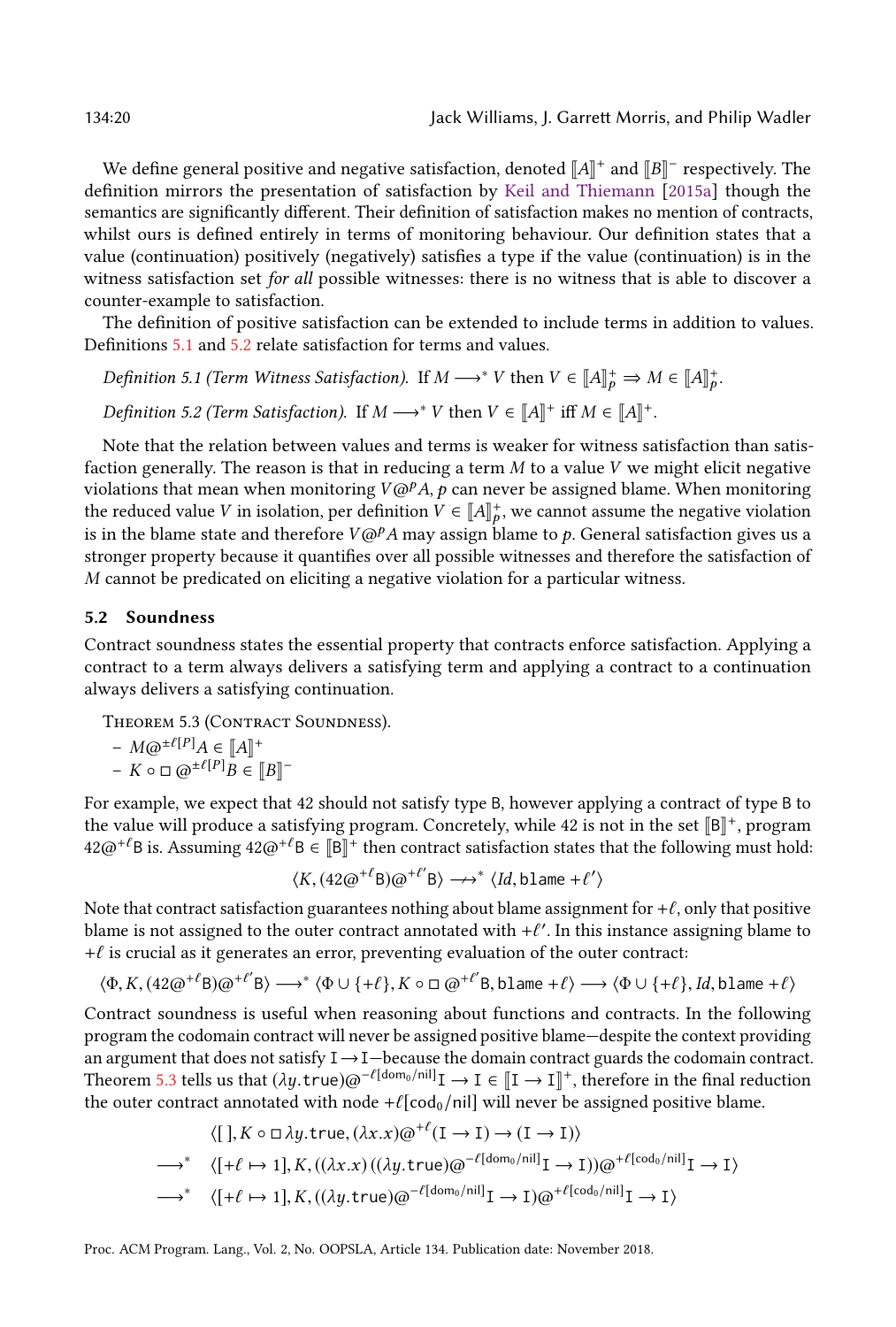We define general positive and negative satisfaction, denoted $[\![A]\!]^+$ and $[\![B]\!]^-$ respectively. The definition mirrors the presentation of satisfaction by Keil and Thiemann [2015a] though the semantics are significantly different. Their definition of satisfaction makes no mention of contracts, whilst ours is defined entirely in terms of monitoring behaviour. Our definition states that a value (continuation) positively (negatively) satisfies a type if the value (continuation) is in the witness satisfaction set *for all* possible witnesses: there is no witness that is able to discover a counter-example to satisfaction.

The definition of positive satisfaction can be extended to include terms in addition to values. Definitions 5.1 and 5.2 relate satisfaction for terms and values.

*Definition 5.1 (Term Witness Satisfaction).* If $M \longrightarrow^* V$ then $V \in [\![A]\!]^+_p \Rightarrow M \in [\![A]\!]^+_p$.

*Definition 5.2 (Term Satisfaction).* If $M \longrightarrow^* V$ then $V \in [\![A]\!]^+$ iff $M \in [\![A]\!]^+$.

Note that the relation between values and terms is weaker for witness satisfaction than satisfaction generally. The reason is that in reducing a term $M$ to a value $V$ we might elicit negative violations that mean when monitoring $V@^p A$, $p$ can never be assigned blame. When monitoring the reduced value $V$ in isolation, per definition $V \in [\![A]\!]^+_p$, we cannot assume the negative violation is in the blame state and therefore $V@^p A$ may assign blame to $p$. General satisfaction gives us a stronger property because it quantifies over all possible witnesses and therefore the satisfaction of $M$ cannot be predicated on eliciting a negative violation for a particular witness.

## 5.2 Soundness

Contract soundness states the essential property that contracts enforce satisfaction. Applying a contract to a term always delivers a satisfying term and applying a contract to a continuation always delivers a satisfying continuation.

Theorem 5.3 (Contract Soundness).

- $M@^{\pm\ell[P]}A \in [\![A]\!]^+$
- $K \circ \square\, @^{\pm\ell[P]}B \in [\![B]\!]^-$

For example, we expect that 42 should not satisfy type $\mathtt{B}$, however applying a contract of type $\mathtt{B}$ to the value will produce a satisfying program. Concretely, while 42 is not in the set $[\![\mathtt{B}]\!]^+$, program $42@^{+\ell}\mathtt{B}$ is. Assuming $42@^{+\ell}\mathtt{B} \in [\![\mathtt{B}]\!]^+$ then contract satisfaction states that the following must hold:

$$\langle K, (42@^{+\ell}\mathtt{B})@^{+\ell'}\mathtt{B}\rangle \not\longrightarrow^* \langle Id, \mathtt{blame}\, +\ell'\rangle$$

Note that contract satisfaction guarantees nothing about blame assignment for $+\ell$, only that positive blame is not assigned to the outer contract annotated with $+\ell'$. In this instance assigning blame to $+\ell$ is crucial as it generates an error, preventing evaluation of the outer contract:

$$\langle \Phi, K, (42@^{+\ell}\mathtt{B})@^{+\ell'}\mathtt{B}\rangle \longrightarrow^* \langle \Phi \cup \{+\ell\}, K \circ \square\, @^{+\ell'}\mathtt{B}, \mathtt{blame}\, +\ell\rangle \longrightarrow \langle \Phi \cup \{+\ell\}, Id, \mathtt{blame}\, +\ell\rangle$$

Contract soundness is useful when reasoning about functions and contracts. In the following program the codomain contract will never be assigned positive blame—despite the context providing an argument that does not satisfy $\mathtt{I} \to \mathtt{I}$—because the domain contract guards the codomain contract. Theorem 5.3 tells us that $(\lambda y.\mathtt{true})@^{-\ell[\mathsf{dom}_0/\mathsf{nil}]}\mathtt{I} \to \mathtt{I} \in [\![\mathtt{I} \to \mathtt{I}]\!]^+$, therefore in the final reduction the outer contract annotated with node $+\ell[\mathsf{cod}_0/\mathsf{nil}]$ will never be assigned positive blame.

$$\begin{aligned}
& \langle [\,], K \circ \square\, \lambda y.\mathtt{true}, (\lambda x.x)@^{+\ell}(\mathtt{I} \to \mathtt{I}) \to (\mathtt{I} \to \mathtt{I})\rangle \\
\longrightarrow^* \quad & \langle [+\ell \mapsto 1], K, ((\lambda x.x)\,((\lambda y.\mathtt{true})@^{-\ell[\mathsf{dom}_0/\mathsf{nil}]}\mathtt{I} \to \mathtt{I}))@^{+\ell[\mathsf{cod}_0/\mathsf{nil}]}\mathtt{I} \to \mathtt{I}\rangle \\
\longrightarrow^* \quad & \langle [+\ell \mapsto 1], K, ((\lambda y.\mathtt{true})@^{-\ell[\mathsf{dom}_0/\mathsf{nil}]}\mathtt{I} \to \mathtt{I})@^{+\ell[\mathsf{cod}_0/\mathsf{nil}]}\mathtt{I} \to \mathtt{I}\rangle
\end{aligned}$$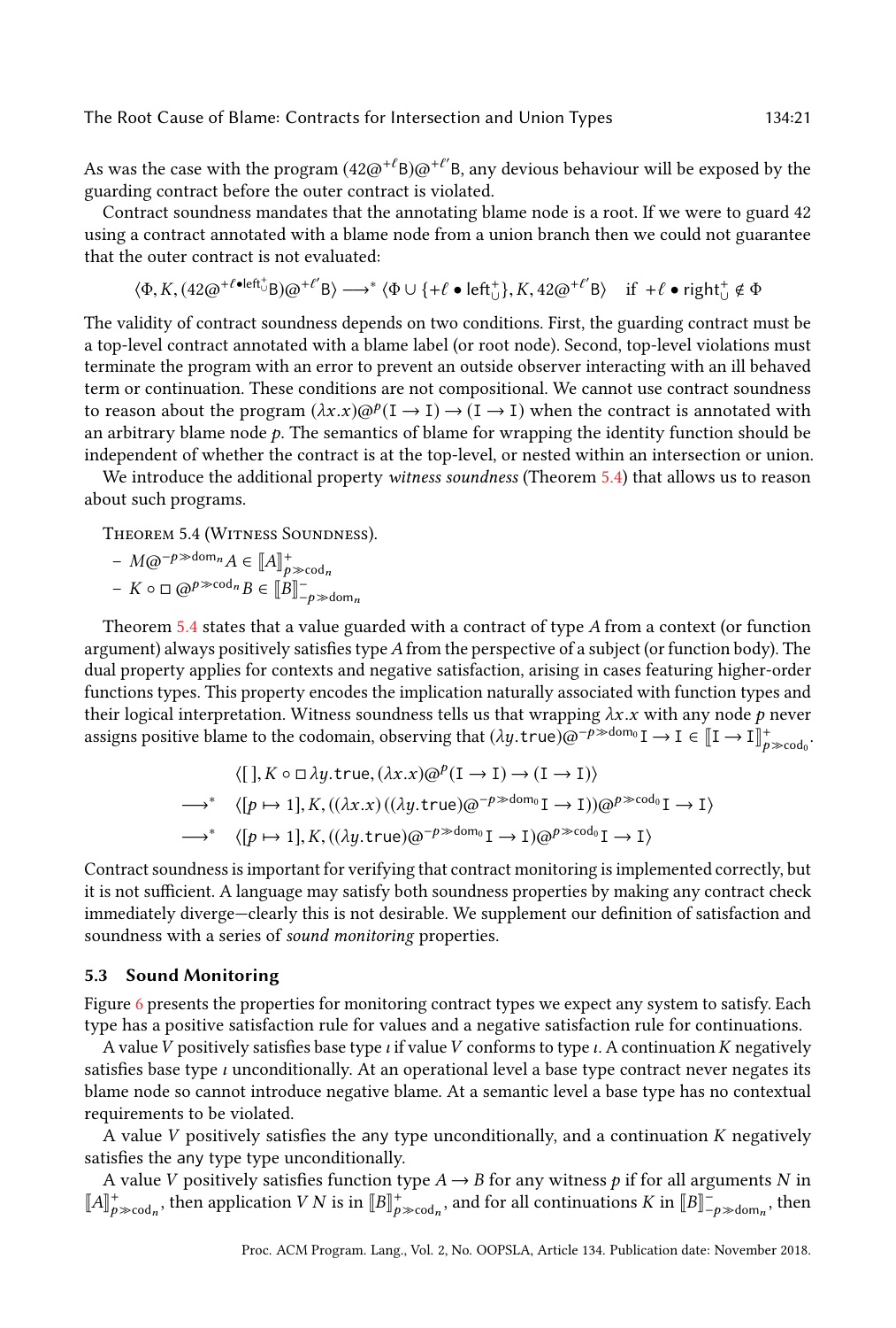As was the case with the program $(42@^{+\ell}\mathsf{B})@^{+\ell'}\mathsf{B}$, any devious behaviour will be exposed by the guarding contract before the outer contract is violated.

Contract soundness mandates that the annotating blame node is a root. If we were to guard 42 using a contract annotated with a blame node from a union branch then we could not guarantee that the outer contract is not evaluated:

$$\langle \Phi, K, (42@^{+\ell \bullet \mathsf{left}^+_\cup}\mathsf{B})@^{+\ell'}\mathsf{B}\rangle \longrightarrow^* \langle \Phi \cup \{+\ell \bullet \mathsf{left}^+_\cup\}, K, 42@^{+\ell'}\mathsf{B}\rangle \quad \text{if } +\ell \bullet \mathsf{right}^+_\cup \notin \Phi$$

The validity of contract soundness depends on two conditions. First, the guarding contract must be a top-level contract annotated with a blame label (or root node). Second, top-level violations must terminate the program with an error to prevent an outside observer interacting with an ill behaved term or continuation. These conditions are not compositional. We cannot use contract soundness to reason about the program $(\lambda x.x)@^p(\mathtt{I} \to \mathtt{I}) \to (\mathtt{I} \to \mathtt{I})$ when the contract is annotated with an arbitrary blame node $p$. The semantics of blame for wrapping the identity function should be independent of whether the contract is at the top-level, or nested within an intersection or union.

We introduce the additional property *witness soundness* (Theorem 5.4) that allows us to reason about such programs.

Theorem 5.4 (Witness Soundness).

- $M@^{-p \gg \mathsf{dom}_n}A \in [\![A]\!]^+_{p \gg \mathsf{cod}_n}$
- $K \circ \square\, @^{p \gg \mathsf{cod}_n}B \in [\![B]\!]^-_{-p \gg \mathsf{dom}_n}$

Theorem 5.4 states that a value guarded with a contract of type $A$ from a context (or function argument) always positively satisfies type $A$ from the perspective of a subject (or function body). The dual property applies for contexts and negative satisfaction, arising in cases featuring higher-order functions types. This property encodes the implication naturally associated with function types and their logical interpretation. Witness soundness tells us that wrapping $\lambda x.x$ with any node $p$ never assigns positive blame to the codomain, observing that $(\lambda y.\mathtt{true})@^{-p \gg \mathsf{dom}_0}\mathtt{I} \to \mathtt{I} \in [\![\mathtt{I} \to \mathtt{I}]\!]^+_{p \gg \mathsf{cod}_0}$.

$$\begin{aligned}
&\langle [\,], K \circ \square\, \lambda y.\mathtt{true}, (\lambda x.x)@^p(\mathtt{I} \to \mathtt{I}) \to (\mathtt{I} \to \mathtt{I})\rangle \\
\longrightarrow^* \quad &\langle [p \mapsto 1], K, ((\lambda x.x)\,((\lambda y.\mathtt{true})@^{-p \gg \mathsf{dom}_0}\mathtt{I} \to \mathtt{I}))@^{p \gg \mathsf{cod}_0}\mathtt{I} \to \mathtt{I}\rangle \\
\longrightarrow^* \quad &\langle [p \mapsto 1], K, ((\lambda y.\mathtt{true})@^{-p \gg \mathsf{dom}_0}\mathtt{I} \to \mathtt{I})@^{p \gg \mathsf{cod}_0}\mathtt{I} \to \mathtt{I}\rangle
\end{aligned}$$

Contract soundness is important for verifying that contract monitoring is implemented correctly, but it is not sufficient. A language may satisfy both soundness properties by making any contract check immediately diverge—clearly this is not desirable. We supplement our definition of satisfaction and soundness with a series of *sound monitoring* properties.

### 5.3 Sound Monitoring

Figure 6 presents the properties for monitoring contract types we expect any system to satisfy. Each type has a positive satisfaction rule for values and a negative satisfaction rule for continuations.

A value $V$ positively satisfies base type $\iota$ if value $V$ conforms to type $\iota$. A continuation $K$ negatively satisfies base type $\iota$ unconditionally. At an operational level a base type contract never negates its blame node so cannot introduce negative blame. At a semantic level a base type has no contextual requirements to be violated.

A value $V$ positively satisfies the any type unconditionally, and a continuation $K$ negatively satisfies the any type type unconditionally.

A value $V$ positively satisfies function type $A \to B$ for any witness $p$ if for all arguments $N$ in $[\![A]\!]^+_{p \gg \mathsf{cod}_n}$, then application $V\,N$ is in $[\![B]\!]^+_{p \gg \mathsf{cod}_n}$, and for all continuations $K$ in $[\![B]\!]^-_{-p \gg \mathsf{dom}_n}$, then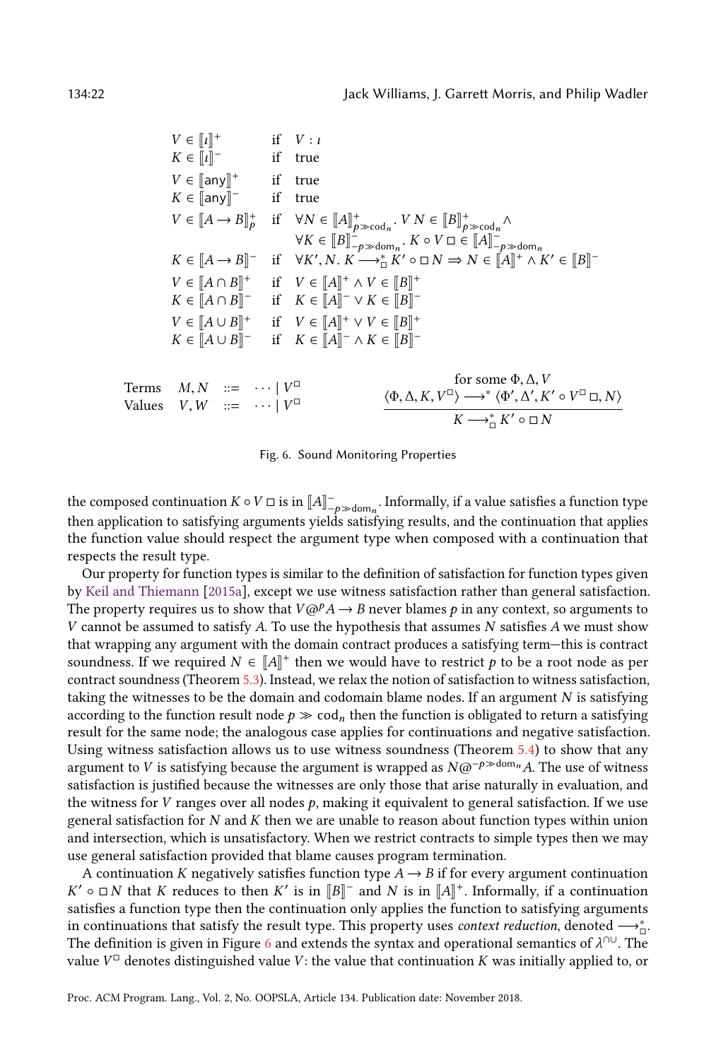$$
\begin{array}{lll}
V \in [\![\iota]\!]^+ & \text{if} & V : \iota \\
K \in [\![\iota]\!]^- & \text{if} & \text{true} \\
V \in [\![\mathsf{any}]\!]^+ & \text{if} & \text{true} \\
K \in [\![\mathsf{any}]\!]^- & \text{if} & \text{true} \\
V \in [\![A \rightarrow B]\!]^+_p & \text{if} & \forall N \in [\![A]\!]^+_{p \gg \mathsf{cod}_n}.\ V\ N \in [\![B]\!]^+_{p \gg \mathsf{cod}_n} \wedge \\
 & & \forall K \in [\![B]\!]^-_{-p \gg \mathsf{dom}_n}.\ K \circ V\ \square \in [\![A]\!]^-_{-p \gg \mathsf{dom}_n} \\
K \in [\![A \rightarrow B]\!]^- & \text{if} & \forall K', N.\ K \longrightarrow^*_{\square} K' \circ \square\, N \Rightarrow N \in [\![A]\!]^+ \wedge K' \in [\![B]\!]^- \\
V \in [\![A \cap B]\!]^+ & \text{if} & V \in [\![A]\!]^+ \wedge V \in [\![B]\!]^+ \\
K \in [\![A \cap B]\!]^- & \text{if} & K \in [\![A]\!]^- \vee K \in [\![B]\!]^- \\
V \in [\![A \cup B]\!]^+ & \text{if} & V \in [\![A]\!]^+ \vee V \in [\![B]\!]^+ \\
K \in [\![A \cup B]\!]^- & \text{if} & K \in [\![A]\!]^- \wedge K \in [\![B]\!]^-
\end{array}
$$

$$
\begin{array}{llll}
\text{Terms} & M, N & ::= & \cdots \mid V^{\square} \\
\text{Values} & V, W & ::= & \cdots \mid V^{\square}
\end{array}
\qquad
\frac{\text{for some } \Phi, \Delta, V \quad \langle \Phi, \Delta, K, V^{\square} \rangle \longrightarrow^* \langle \Phi', \Delta', K' \circ V^{\square}\, \square, N \rangle}{K \longrightarrow^*_{\square} K' \circ \square\, N}
$$

Fig. 6. Sound Monitoring Properties

the composed continuation $K \circ V\ \square$ is in $[\![A]\!]^-_{-p \gg \mathsf{dom}_n}$. Informally, if a value satisfies a function type then application to satisfying arguments yields satisfying results, and the continuation that applies the function value should respect the argument type when composed with a continuation that respects the result type.

Our property for function types is similar to the definition of satisfaction for function types given by Keil and Thiemann [2015a], except we use witness satisfaction rather than general satisfaction. The property requires us to show that $V @^p A \rightarrow B$ never blames $p$ in any context, so arguments to $V$ cannot be assumed to satisfy $A$. To use the hypothesis that assumes $N$ satisfies $A$ we must show that wrapping any argument with the domain contract produces a satisfying term—this is contract soundness. If we required $N \in [\![A]\!]^+$ then we would have to restrict $p$ to be a root node as per contract soundness (Theorem 5.3). Instead, we relax the notion of satisfaction to witness satisfaction, taking the witnesses to be the domain and codomain blame nodes. If an argument $N$ is satisfying according to the function result node $p \gg \mathsf{cod}_n$ then the function is obligated to return a satisfying result for the same node; the analogous case applies for continuations and negative satisfaction. Using witness satisfaction allows us to use witness soundness (Theorem 5.4) to show that any argument to $V$ is satisfying because the argument is wrapped as $N @^{-p \gg \mathsf{dom}_n} A$. The use of witness satisfaction is justified because the witnesses are only those that arise naturally in evaluation, and the witness for $V$ ranges over all nodes $p$, making it equivalent to general satisfaction. If we use general satisfaction for $N$ and $K$ then we are unable to reason about function types within union and intersection, which is unsatisfactory. When we restrict contracts to simple types then we may use general satisfaction provided that blame causes program termination.

A continuation $K$ negatively satisfies function type $A \rightarrow B$ if for every argument continuation $K' \circ \square\, N$ that $K$ reduces to then $K'$ is in $[\![B]\!]^-$ and $N$ is in $[\![A]\!]^+$. Informally, if a continuation satisfies a function type then the continuation only applies the function to satisfying arguments in continuations that satisfy the result type. This property uses *context reduction*, denoted $\longrightarrow^*_{\square}$. The definition is given in Figure 6 and extends the syntax and operational semantics of $\lambda^{\cap\cup}$. The value $V^{\square}$ denotes distinguished value $V$: the value that continuation $K$ was initially applied to, or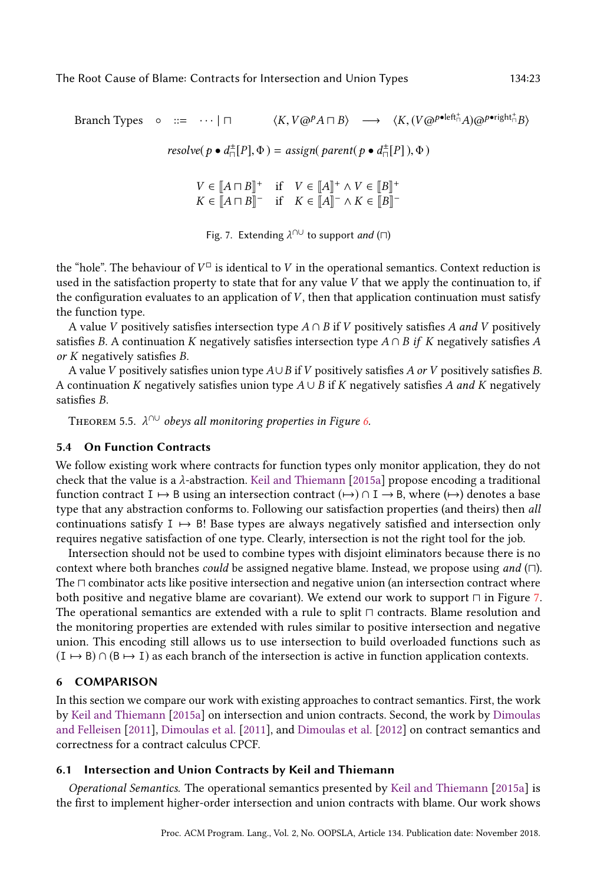$$\text{Branch Types} \quad \circ \quad ::= \quad \cdots \mid \sqcap \qquad \langle K, V @^{p} A \sqcap B \rangle \quad \longrightarrow \quad \langle K, (V @^{p \bullet \mathsf{left}^{+}_{\sqcap}} A) @^{p \bullet \mathsf{right}^{+}_{\sqcap}} B \rangle$$

$$\mathit{resolve}(\, p \bullet d^{\pm}_{\sqcap}[P], \Phi\,) = \mathit{assign}(\, \mathit{parent}(\, p \bullet d^{\pm}_{\sqcap}[P]\,), \Phi\,)$$

$$\begin{array}{lll} V \in [\![A \sqcap B]\!]^{+} & \text{if} & V \in [\![A]\!]^{+} \wedge V \in [\![B]\!]^{+} \\ K \in [\![A \sqcap B]\!]^{-} & \text{if} & K \in [\![A]\!]^{-} \wedge K \in [\![B]\!]^{-} \end{array}$$

Fig. 7. Extending $\lambda^{\cap\cup}$ to support *and* ($\sqcap$)

the "hole". The behaviour of $V^{\square}$ is identical to $V$ in the operational semantics. Context reduction is used in the satisfaction property to state that for any value $V$ that we apply the continuation to, if the configuration evaluates to an application of $V$, then that application continuation must satisfy the function type.

A value $V$ positively satisfies intersection type $A \cap B$ if $V$ positively satisfies $A$ *and* $V$ positively satisfies $B$. A continuation $K$ negatively satisfies intersection type $A \cap B$ *if* $K$ negatively satisfies $A$ *or* $K$ negatively satisfies $B$.

A value $V$ positively satisfies union type $A \cup B$ if $V$ positively satisfies $A$ *or* $V$ positively satisfies $B$. A continuation $K$ negatively satisfies union type $A \cup B$ if $K$ negatively satisfies $A$ *and* $K$ negatively satisfies $B$.

Theorem 5.5. *$\lambda^{\cap\cup}$ obeys all monitoring properties in Figure 6.*

### 5.4 On Function Contracts

We follow existing work where contracts for function types only monitor application, they do not check that the value is a $\lambda$-abstraction. Keil and Thiemann [2015a] propose encoding a traditional function contract $\mathtt{I} \mapsto \mathtt{B}$ using an intersection contract $(\mapsto) \cap \mathtt{I} \to \mathtt{B}$, where $(\mapsto)$ denotes a base type that any abstraction conforms to. Following our satisfaction properties (and theirs) then *all* continuations satisfy $\mathtt{I} \mapsto \mathtt{B}$! Base types are always negatively satisfied and intersection only requires negative satisfaction of one type. Clearly, intersection is not the right tool for the job.

Intersection should not be used to combine types with disjoint eliminators because there is no context where both branches *could* be assigned negative blame. Instead, we propose using *and* ($\sqcap$). The $\sqcap$ combinator acts like positive intersection and negative union (an intersection contract where both positive and negative blame are covariant). We extend our work to support $\sqcap$ in Figure 7. The operational semantics are extended with a rule to split $\sqcap$ contracts. Blame resolution and the monitoring properties are extended with rules similar to positive intersection and negative union. This encoding still allows us to use intersection to build overloaded functions such as $(\mathtt{I} \mapsto \mathtt{B}) \cap (\mathtt{B} \mapsto \mathtt{I})$ as each branch of the intersection is active in function application contexts.

## 6 COMPARISON

In this section we compare our work with existing approaches to contract semantics. First, the work by Keil and Thiemann [2015a] on intersection and union contracts. Second, the work by Dimoulas and Felleisen [2011], Dimoulas et al. [2011], and Dimoulas et al. [2012] on contract semantics and correctness for a contract calculus CPCF.

### 6.1 Intersection and Union Contracts by Keil and Thiemann

*Operational Semantics.* The operational semantics presented by Keil and Thiemann [2015a] is the first to implement higher-order intersection and union contracts with blame. Our work shows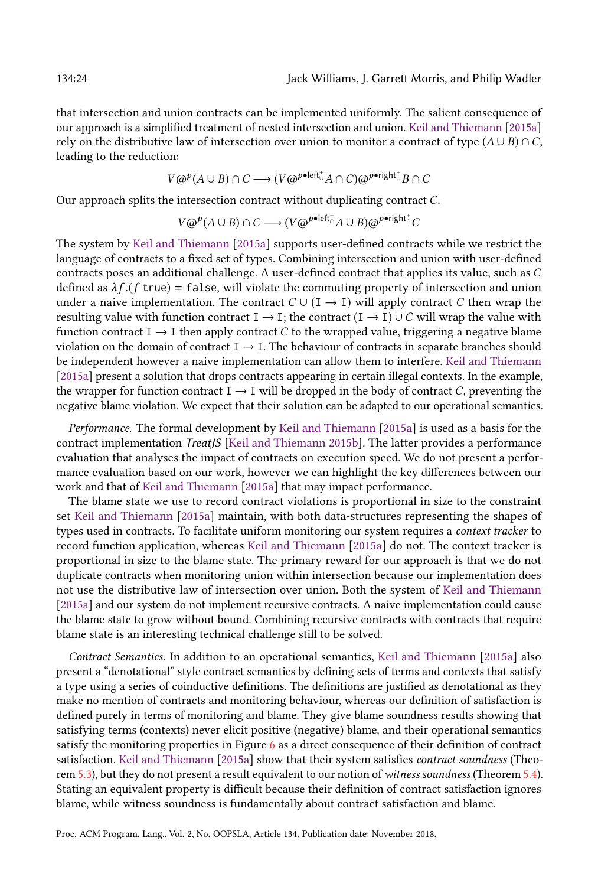that intersection and union contracts can be implemented uniformly. The salient consequence of our approach is a simplified treatment of nested intersection and union. Keil and Thiemann [2015a] rely on the distributive law of intersection over union to monitor a contract of type $(A \cup B) \cap C$, leading to the reduction:

$$V @^{p} (A \cup B) \cap C \longrightarrow (V @^{p \bullet \mathsf{left}^{+}_{\cup}} A \cap C) @^{p \bullet \mathsf{right}^{+}_{\cup}} B \cap C$$

Our approach splits the intersection contract without duplicating contract $C$.

$$V @^{p} (A \cup B) \cap C \longrightarrow (V @^{p \bullet \mathsf{left}^{+}_{\cap}} A \cup B) @^{p \bullet \mathsf{right}^{+}_{\cap}} C$$

The system by Keil and Thiemann [2015a] supports user-defined contracts while we restrict the language of contracts to a fixed set of types. Combining intersection and union with user-defined contracts poses an additional challenge. A user-defined contract that applies its value, such as $C$ defined as $\lambda f.(f\ \mathtt{true}) = \mathtt{false}$, will violate the commuting property of intersection and union under a naive implementation. The contract $C \cup (\mathtt{I} \rightarrow \mathtt{I})$ will apply contract $C$ then wrap the resulting value with function contract $\mathtt{I} \rightarrow \mathtt{I}$; the contract $(\mathtt{I} \rightarrow \mathtt{I}) \cup C$ will wrap the value with function contract $\mathtt{I} \rightarrow \mathtt{I}$ then apply contract $C$ to the wrapped value, triggering a negative blame violation on the domain of contract $\mathtt{I} \rightarrow \mathtt{I}$. The behaviour of contracts in separate branches should be independent however a naive implementation can allow them to interfere. Keil and Thiemann [2015a] present a solution that drops contracts appearing in certain illegal contexts. In the example, the wrapper for function contract $\mathtt{I} \rightarrow \mathtt{I}$ will be dropped in the body of contract $C$, preventing the negative blame violation. We expect that their solution can be adapted to our operational semantics.

*Performance.* The formal development by Keil and Thiemann [2015a] is used as a basis for the contract implementation *TreatJS* [Keil and Thiemann 2015b]. The latter provides a performance evaluation that analyses the impact of contracts on execution speed. We do not present a performance evaluation based on our work, however we can highlight the key differences between our work and that of Keil and Thiemann [2015a] that may impact performance.

The blame state we use to record contract violations is proportional in size to the constraint set Keil and Thiemann [2015a] maintain, with both data-structures representing the shapes of types used in contracts. To facilitate uniform monitoring our system requires a *context tracker* to record function application, whereas Keil and Thiemann [2015a] do not. The context tracker is proportional in size to the blame state. The primary reward for our approach is that we do not duplicate contracts when monitoring union within intersection because our implementation does not use the distributive law of intersection over union. Both the system of Keil and Thiemann [2015a] and our system do not implement recursive contracts. A naive implementation could cause the blame state to grow without bound. Combining recursive contracts with contracts that require blame state is an interesting technical challenge still to be solved.

*Contract Semantics.* In addition to an operational semantics, Keil and Thiemann [2015a] also present a "denotational" style contract semantics by defining sets of terms and contexts that satisfy a type using a series of coinductive definitions. The definitions are justified as denotational as they make no mention of contracts and monitoring behaviour, whereas our definition of satisfaction is defined purely in terms of monitoring and blame. They give blame soundness results showing that satisfying terms (contexts) never elicit positive (negative) blame, and their operational semantics satisfy the monitoring properties in Figure 6 as a direct consequence of their definition of contract satisfaction. Keil and Thiemann [2015a] show that their system satisfies *contract soundness* (Theorem 5.3), but they do not present a result equivalent to our notion of *witness soundness* (Theorem 5.4). Stating an equivalent property is difficult because their definition of contract satisfaction ignores blame, while witness soundness is fundamentally about contract satisfaction and blame.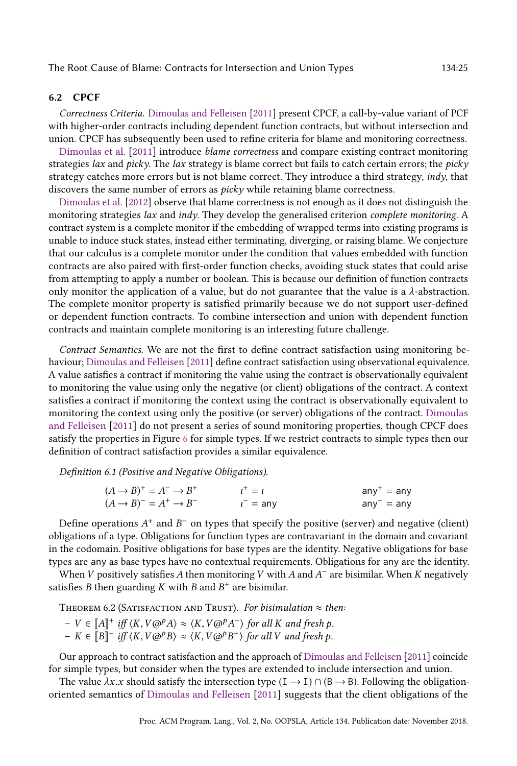### 6.2 CPCF

*Correctness Criteria.* Dimoulas and Felleisen [2011] present CPCF, a call-by-value variant of PCF with higher-order contracts including dependent function contracts, but without intersection and union. CPCF has subsequently been used to refine criteria for blame and monitoring correctness.

Dimoulas et al. [2011] introduce *blame correctness* and compare existing contract monitoring strategies *lax* and *picky*. The *lax* strategy is blame correct but fails to catch certain errors; the *picky* strategy catches more errors but is not blame correct. They introduce a third strategy, *indy*, that discovers the same number of errors as *picky* while retaining blame correctness.

Dimoulas et al. [2012] observe that blame correctness is not enough as it does not distinguish the monitoring strategies *lax* and *indy*. They develop the generalised criterion *complete monitoring*. A contract system is a complete monitor if the embedding of wrapped terms into existing programs is unable to induce stuck states, instead either terminating, diverging, or raising blame. We conjecture that our calculus is a complete monitor under the condition that values embedded with function contracts are also paired with first-order function checks, avoiding stuck states that could arise from attempting to apply a number or boolean. This is because our definition of function contracts only monitor the application of a value, but do not guarantee that the value is a $\lambda$-abstraction. The complete monitor property is satisfied primarily because we do not support user-defined or dependent function contracts. To combine intersection and union with dependent function contracts and maintain complete monitoring is an interesting future challenge.

*Contract Semantics.* We are not the first to define contract satisfaction using monitoring behaviour; Dimoulas and Felleisen [2011] define contract satisfaction using observational equivalence. A value satisfies a contract if monitoring the value using the contract is observationally equivalent to monitoring the value using only the negative (or client) obligations of the contract. A context satisfies a contract if monitoring the context using the contract is observationally equivalent to monitoring the context using only the positive (or server) obligations of the contract. Dimoulas and Felleisen [2011] do not present a series of sound monitoring properties, though CPCF does satisfy the properties in Figure 6 for simple types. If we restrict contracts to simple types then our definition of contract satisfaction provides a similar equivalence.

*Definition 6.1 (Positive and Negative Obligations).*

$$(A \to B)^+ = A^- \to B^+ \qquad \iota^+ = \iota \qquad \mathsf{any}^+ = \mathsf{any}$$
$$(A \to B)^- = A^+ \to B^- \qquad \iota^- = \mathsf{any} \qquad \mathsf{any}^- = \mathsf{any}$$

Define operations $A^+$ and $B^-$ on types that specify the positive (server) and negative (client) obligations of a type. Obligations for function types are contravariant in the domain and covariant in the codomain. Positive obligations for base types are the identity. Negative obligations for base types are any as base types have no contextual requirements. Obligations for any are the identity.

When $V$ positively satisfies $A$ then monitoring $V$ with $A$ and $A^-$ are bisimilar. When $K$ negatively satisfies $B$ then guarding $K$ with $B$ and $B^+$ are bisimilar.

Theorem 6.2 (Satisfaction and Trust). *For bisimulation $\approx$ then:*

- $V \in [\![A]\!]^+$ *iff* $\langle K, V@^p A\rangle \approx \langle K, V@^p A^-\rangle$ *for all $K$ and fresh $p$.*
- $K \in [\![B]\!]^-$ *iff* $\langle K, V@^p B\rangle \approx \langle K, V@^p B^+\rangle$ *for all $V$ and fresh $p$.*

Our approach to contract satisfaction and the approach of Dimoulas and Felleisen [2011] coincide for simple types, but consider when the types are extended to include intersection and union.

The value $\lambda x.x$ should satisfy the intersection type $(\mathtt{I} \to \mathtt{I}) \cap (\mathtt{B} \to \mathtt{B})$. Following the obligation-oriented semantics of Dimoulas and Felleisen [2011] suggests that the client obligations of the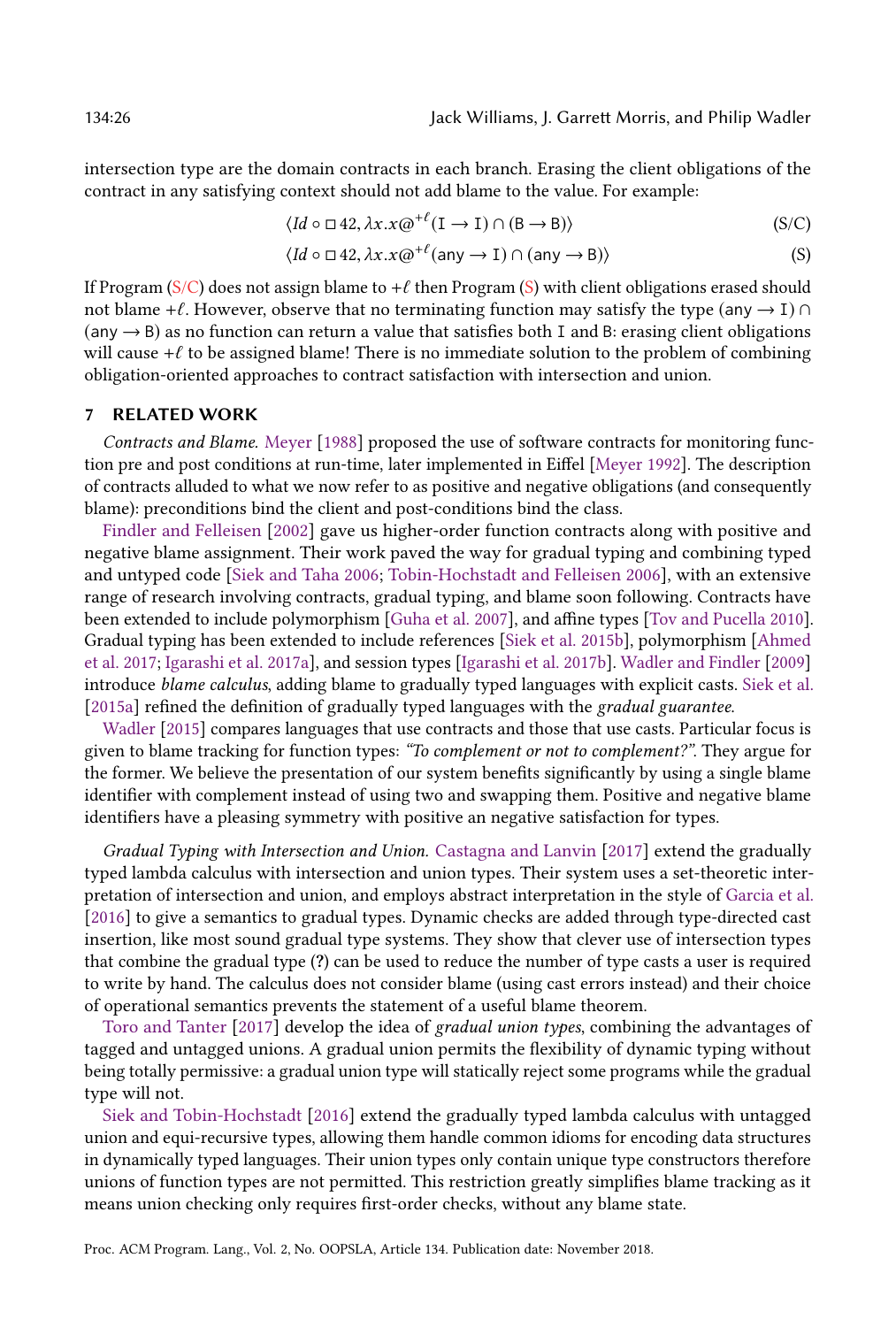intersection type are the domain contracts in each branch. Erasing the client obligations of the contract in any satisfying context should not add blame to the value. For example:

$$\langle Id \circ \square\, 42, \lambda x.x@^{+\ell}(\mathtt{I} \to \mathtt{I}) \cap (\mathtt{B} \to \mathtt{B})\rangle \tag{S/C}$$

$$\langle Id \circ \square\, 42, \lambda x.x@^{+\ell}(\mathsf{any} \to \mathtt{I}) \cap (\mathsf{any} \to \mathtt{B})\rangle \tag{S}$$

If Program (S/C) does not assign blame to $+\ell$ then Program (S) with client obligations erased should not blame $+\ell$. However, observe that no terminating function may satisfy the type $(\mathsf{any} \to \mathtt{I}) \cap (\mathsf{any} \to \mathtt{B})$ as no function can return a value that satisfies both I and B: erasing client obligations will cause $+\ell$ to be assigned blame! There is no immediate solution to the problem of combining obligation-oriented approaches to contract satisfaction with intersection and union.

## 7 RELATED WORK

*Contracts and Blame.* Meyer [1988] proposed the use of software contracts for monitoring function pre and post conditions at run-time, later implemented in Eiffel [Meyer 1992]. The description of contracts alluded to what we now refer to as positive and negative obligations (and consequently blame): preconditions bind the client and post-conditions bind the class.

Findler and Felleisen [2002] gave us higher-order function contracts along with positive and negative blame assignment. Their work paved the way for gradual typing and combining typed and untyped code [Siek and Taha 2006; Tobin-Hochstadt and Felleisen 2006], with an extensive range of research involving contracts, gradual typing, and blame soon following. Contracts have been extended to include polymorphism [Guha et al. 2007], and affine types [Tov and Pucella 2010]. Gradual typing has been extended to include references [Siek et al. 2015b], polymorphism [Ahmed et al. 2017; Igarashi et al. 2017a], and session types [Igarashi et al. 2017b]. Wadler and Findler [2009] introduce *blame calculus*, adding blame to gradually typed languages with explicit casts. Siek et al. [2015a] refined the definition of gradually typed languages with the *gradual guarantee*.

Wadler [2015] compares languages that use contracts and those that use casts. Particular focus is given to blame tracking for function types: *"To complement or not to complement?"*. They argue for the former. We believe the presentation of our system benefits significantly by using a single blame identifier with complement instead of using two and swapping them. Positive and negative blame identifiers have a pleasing symmetry with positive an negative satisfaction for types.

*Gradual Typing with Intersection and Union.* Castagna and Lanvin [2017] extend the gradually typed lambda calculus with intersection and union types. Their system uses a set-theoretic interpretation of intersection and union, and employs abstract interpretation in the style of Garcia et al. [2016] to give a semantics to gradual types. Dynamic checks are added through type-directed cast insertion, like most sound gradual type systems. They show that clever use of intersection types that combine the gradual type (?) can be used to reduce the number of type casts a user is required to write by hand. The calculus does not consider blame (using cast errors instead) and their choice of operational semantics prevents the statement of a useful blame theorem.

Toro and Tanter [2017] develop the idea of *gradual union types*, combining the advantages of tagged and untagged unions. A gradual union permits the flexibility of dynamic typing without being totally permissive: a gradual union type will statically reject some programs while the gradual type will not.

Siek and Tobin-Hochstadt [2016] extend the gradually typed lambda calculus with untagged union and equi-recursive types, allowing them handle common idioms for encoding data structures in dynamically typed languages. Their union types only contain unique type constructors therefore unions of function types are not permitted. This restriction greatly simplifies blame tracking as it means union checking only requires first-order checks, without any blame state.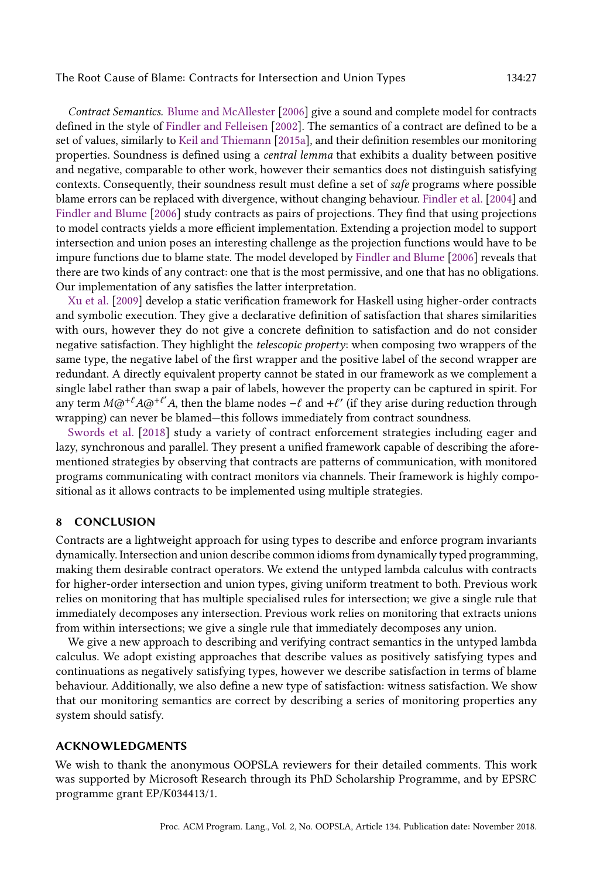*Contract Semantics.* Blume and McAllester [2006] give a sound and complete model for contracts defined in the style of Findler and Felleisen [2002]. The semantics of a contract are defined to be a set of values, similarly to Keil and Thiemann [2015a], and their definition resembles our monitoring properties. Soundness is defined using a *central lemma* that exhibits a duality between positive and negative, comparable to other work, however their semantics does not distinguish satisfying contexts. Consequently, their soundness result must define a set of *safe* programs where possible blame errors can be replaced with divergence, without changing behaviour. Findler et al. [2004] and Findler and Blume [2006] study contracts as pairs of projections. They find that using projections to model contracts yields a more efficient implementation. Extending a projection model to support intersection and union poses an interesting challenge as the projection functions would have to be impure functions due to blame state. The model developed by Findler and Blume [2006] reveals that there are two kinds of any contract: one that is the most permissive, and one that has no obligations. Our implementation of any satisfies the latter interpretation.

Xu et al. [2009] develop a static verification framework for Haskell using higher-order contracts and symbolic execution. They give a declarative definition of satisfaction that shares similarities with ours, however they do not give a concrete definition to satisfaction and do not consider negative satisfaction. They highlight the *telescopic property*: when composing two wrappers of the same type, the negative label of the first wrapper and the positive label of the second wrapper are redundant. A directly equivalent property cannot be stated in our framework as we complement a single label rather than swap a pair of labels, however the property can be captured in spirit. For any term $M@^{+\ell}A@^{+\ell'}A$, then the blame nodes $-\ell$ and $+\ell'$ (if they arise during reduction through wrapping) can never be blamed—this follows immediately from contract soundness.

Swords et al. [2018] study a variety of contract enforcement strategies including eager and lazy, synchronous and parallel. They present a unified framework capable of describing the aforementioned strategies by observing that contracts are patterns of communication, with monitored programs communicating with contract monitors via channels. Their framework is highly compositional as it allows contracts to be implemented using multiple strategies.

## 8 CONCLUSION

Contracts are a lightweight approach for using types to describe and enforce program invariants dynamically. Intersection and union describe common idioms from dynamically typed programming, making them desirable contract operators. We extend the untyped lambda calculus with contracts for higher-order intersection and union types, giving uniform treatment to both. Previous work relies on monitoring that has multiple specialised rules for intersection; we give a single rule that immediately decomposes any intersection. Previous work relies on monitoring that extracts unions from within intersections; we give a single rule that immediately decomposes any union.

We give a new approach to describing and verifying contract semantics in the untyped lambda calculus. We adopt existing approaches that describe values as positively satisfying types and continuations as negatively satisfying types, however we describe satisfaction in terms of blame behaviour. Additionally, we also define a new type of satisfaction: witness satisfaction. We show that our monitoring semantics are correct by describing a series of monitoring properties any system should satisfy.

## ACKNOWLEDGMENTS

We wish to thank the anonymous OOPSLA reviewers for their detailed comments. This work was supported by Microsoft Research through its PhD Scholarship Programme, and by EPSRC programme grant EP/K034413/1.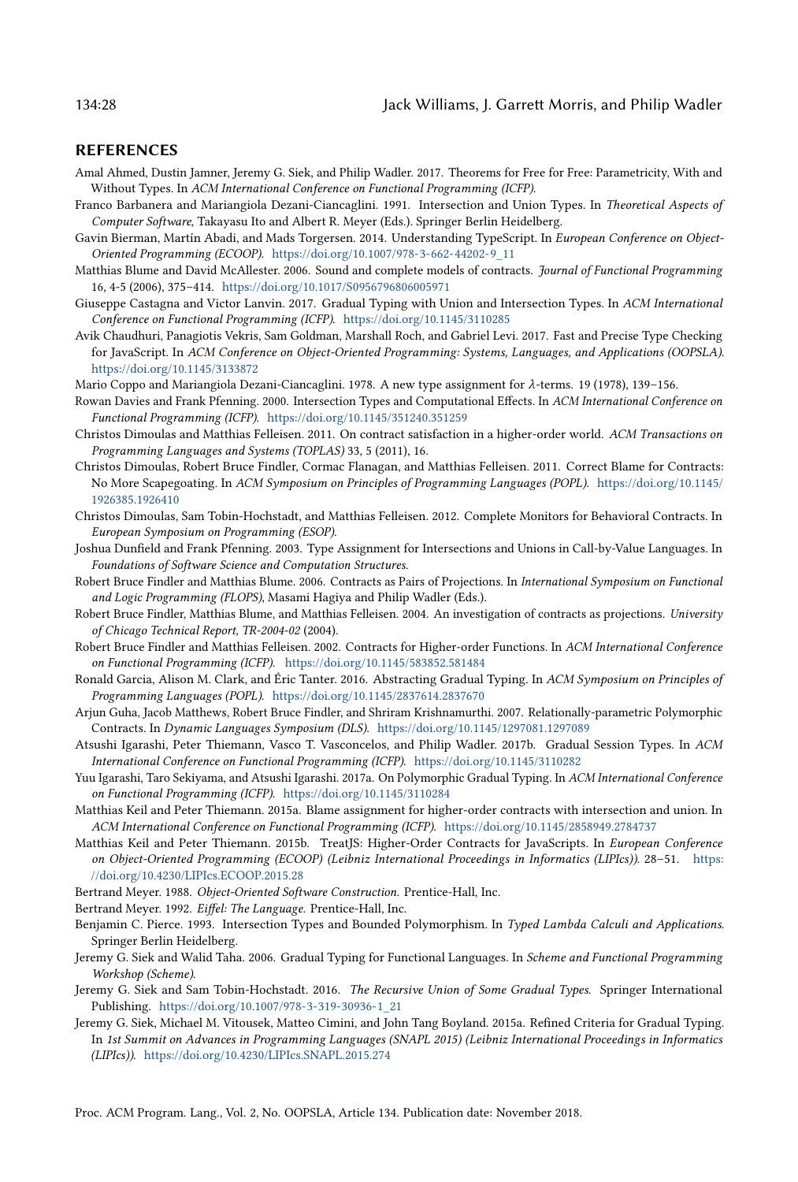## REFERENCES

Amal Ahmed, Dustin Jamner, Jeremy G. Siek, and Philip Wadler. 2017. Theorems for Free for Free: Parametricity, With and Without Types. In *ACM International Conference on Functional Programming (ICFP)*.

Franco Barbanera and Mariangiola Dezani-Ciancaglini. 1991. Intersection and Union Types. In *Theoretical Aspects of Computer Software*, Takayasu Ito and Albert R. Meyer (Eds.). Springer Berlin Heidelberg.

Gavin Bierman, Martín Abadi, and Mads Torgersen. 2014. Understanding TypeScript. In *European Conference on Object-Oriented Programming (ECOOP)*. https://doi.org/10.1007/978-3-662-44202-9_11

Matthias Blume and David McAllester. 2006. Sound and complete models of contracts. *Journal of Functional Programming* 16, 4-5 (2006), 375–414. https://doi.org/10.1017/S0956796806005971

Giuseppe Castagna and Victor Lanvin. 2017. Gradual Typing with Union and Intersection Types. In *ACM International Conference on Functional Programming (ICFP)*. https://doi.org/10.1145/3110285

Avik Chaudhuri, Panagiotis Vekris, Sam Goldman, Marshall Roch, and Gabriel Levi. 2017. Fast and Precise Type Checking for JavaScript. In *ACM Conference on Object-Oriented Programming: Systems, Languages, and Applications (OOPSLA)*. https://doi.org/10.1145/3133872

Mario Coppo and Mariangiola Dezani-Ciancaglini. 1978. A new type assignment for $\lambda$-terms. 19 (1978), 139–156.

Rowan Davies and Frank Pfenning. 2000. Intersection Types and Computational Effects. In *ACM International Conference on Functional Programming (ICFP)*. https://doi.org/10.1145/351240.351259

Christos Dimoulas and Matthias Felleisen. 2011. On contract satisfaction in a higher-order world. *ACM Transactions on Programming Languages and Systems (TOPLAS)* 33, 5 (2011), 16.

Christos Dimoulas, Robert Bruce Findler, Cormac Flanagan, and Matthias Felleisen. 2011. Correct Blame for Contracts: No More Scapegoating. In *ACM Symposium on Principles of Programming Languages (POPL)*. https://doi.org/10.1145/1926385.1926410

Christos Dimoulas, Sam Tobin-Hochstadt, and Matthias Felleisen. 2012. Complete Monitors for Behavioral Contracts. In *European Symposium on Programming (ESOP)*.

Joshua Dunfield and Frank Pfenning. 2003. Type Assignment for Intersections and Unions in Call-by-Value Languages. In *Foundations of Software Science and Computation Structures*.

Robert Bruce Findler and Matthias Blume. 2006. Contracts as Pairs of Projections. In *International Symposium on Functional and Logic Programming (FLOPS)*, Masami Hagiya and Philip Wadler (Eds.).

Robert Bruce Findler, Matthias Blume, and Matthias Felleisen. 2004. An investigation of contracts as projections. *University of Chicago Technical Report, TR-2004-02* (2004).

Robert Bruce Findler and Matthias Felleisen. 2002. Contracts for Higher-order Functions. In *ACM International Conference on Functional Programming (ICFP)*. https://doi.org/10.1145/583852.581484

Ronald Garcia, Alison M. Clark, and Éric Tanter. 2016. Abstracting Gradual Typing. In *ACM Symposium on Principles of Programming Languages (POPL)*. https://doi.org/10.1145/2837614.2837670

Arjun Guha, Jacob Matthews, Robert Bruce Findler, and Shriram Krishnamurthi. 2007. Relationally-parametric Polymorphic Contracts. In *Dynamic Languages Symposium (DLS)*. https://doi.org/10.1145/1297081.1297089

Atsushi Igarashi, Peter Thiemann, Vasco T. Vasconcelos, and Philip Wadler. 2017b. Gradual Session Types. In *ACM International Conference on Functional Programming (ICFP)*. https://doi.org/10.1145/3110282

Yuu Igarashi, Taro Sekiyama, and Atsushi Igarashi. 2017a. On Polymorphic Gradual Typing. In *ACM International Conference on Functional Programming (ICFP)*. https://doi.org/10.1145/3110284

Matthias Keil and Peter Thiemann. 2015a. Blame assignment for higher-order contracts with intersection and union. In *ACM International Conference on Functional Programming (ICFP)*. https://doi.org/10.1145/2858949.2784737

Matthias Keil and Peter Thiemann. 2015b. TreatJS: Higher-Order Contracts for JavaScripts. In *European Conference on Object-Oriented Programming (ECOOP) (Leibniz International Proceedings in Informatics (LIPIcs))*. 28–51. https://doi.org/10.4230/LIPIcs.ECOOP.2015.28

Bertrand Meyer. 1988. *Object-Oriented Software Construction*. Prentice-Hall, Inc.

Bertrand Meyer. 1992. *Eiffel: The Language*. Prentice-Hall, Inc.

Benjamin C. Pierce. 1993. Intersection Types and Bounded Polymorphism. In *Typed Lambda Calculi and Applications*. Springer Berlin Heidelberg.

Jeremy G. Siek and Walid Taha. 2006. Gradual Typing for Functional Languages. In *Scheme and Functional Programming Workshop (Scheme)*.

Jeremy G. Siek and Sam Tobin-Hochstadt. 2016. *The Recursive Union of Some Gradual Types*. Springer International Publishing. https://doi.org/10.1007/978-3-319-30936-1_21

Jeremy G. Siek, Michael M. Vitousek, Matteo Cimini, and John Tang Boyland. 2015a. Refined Criteria for Gradual Typing. In *1st Summit on Advances in Programming Languages (SNAPL 2015) (Leibniz International Proceedings in Informatics (LIPIcs))*. https://doi.org/10.4230/LIPIcs.SNAPL.2015.274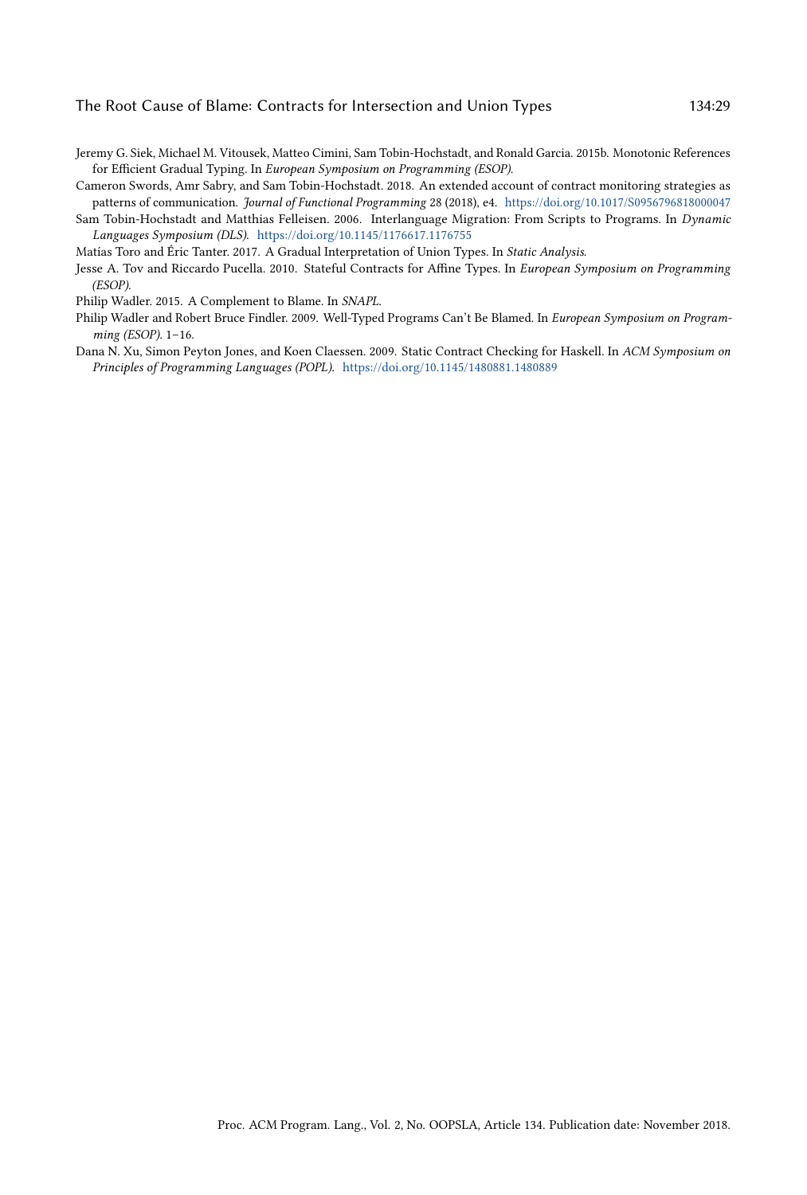Jeremy G. Siek, Michael M. Vitousek, Matteo Cimini, Sam Tobin-Hochstadt, and Ronald Garcia. 2015b. Monotonic References for Efficient Gradual Typing. In *European Symposium on Programming (ESOP)*.

Cameron Swords, Amr Sabry, and Sam Tobin-Hochstadt. 2018. An extended account of contract monitoring strategies as patterns of communication. *Journal of Functional Programming* 28 (2018), e4. https://doi.org/10.1017/S0956796818000047

Sam Tobin-Hochstadt and Matthias Felleisen. 2006. Interlanguage Migration: From Scripts to Programs. In *Dynamic Languages Symposium (DLS)*. https://doi.org/10.1145/1176617.1176755

Matías Toro and Éric Tanter. 2017. A Gradual Interpretation of Union Types. In *Static Analysis*.

Jesse A. Tov and Riccardo Pucella. 2010. Stateful Contracts for Affine Types. In *European Symposium on Programming (ESOP)*.

Philip Wadler. 2015. A Complement to Blame. In *SNAPL*.

Philip Wadler and Robert Bruce Findler. 2009. Well-Typed Programs Can't Be Blamed. In *European Symposium on Programming (ESOP)*. 1–16.

Dana N. Xu, Simon Peyton Jones, and Koen Claessen. 2009. Static Contract Checking for Haskell. In *ACM Symposium on Principles of Programming Languages (POPL)*. https://doi.org/10.1145/1480881.1480889